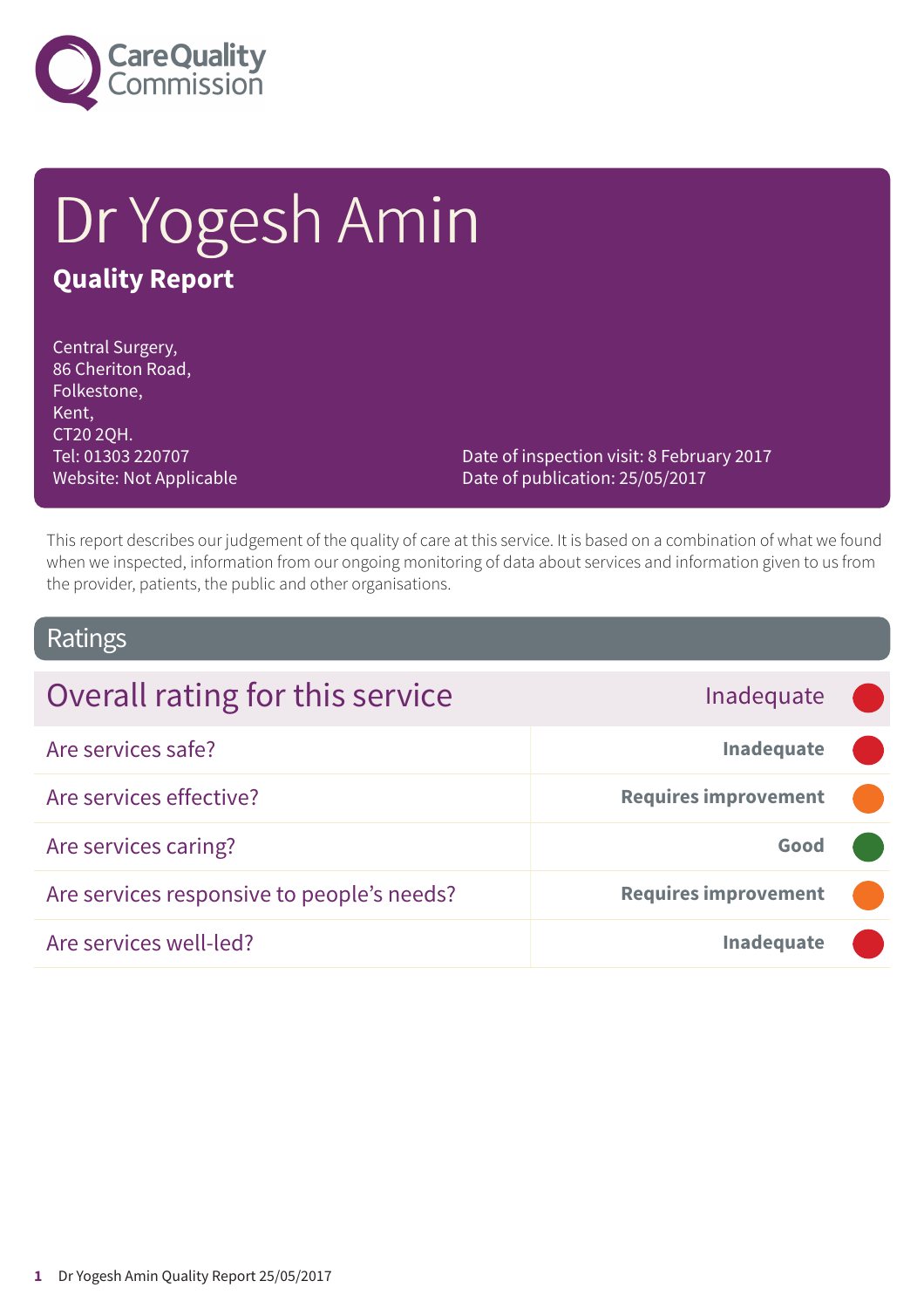Care Quality Commission

# Dr Yogesh Amin

## Quality Report

Central Surgery,
86 Cheriton Road,
Folkestone,
Kent,
CT20 2QH.
Tel: 01303 220707
Website: Not Applicable

Date of inspection visit: 8 February 2017
Date of publication: 25/05/2017

This report describes our judgement of the quality of care at this service. It is based on a combination of what we found when we inspected, information from our ongoing monitoring of data about services and information given to us from the provider, patients, the public and other organisations.

## Ratings

| Overall rating for this service | Inadequate |
|---|---|
| Are services safe? | Inadequate |
| Are services effective? | Requires improvement |
| Are services caring? | Good |
| Are services responsive to people's needs? | Requires improvement |
| Are services well-led? | Inadequate |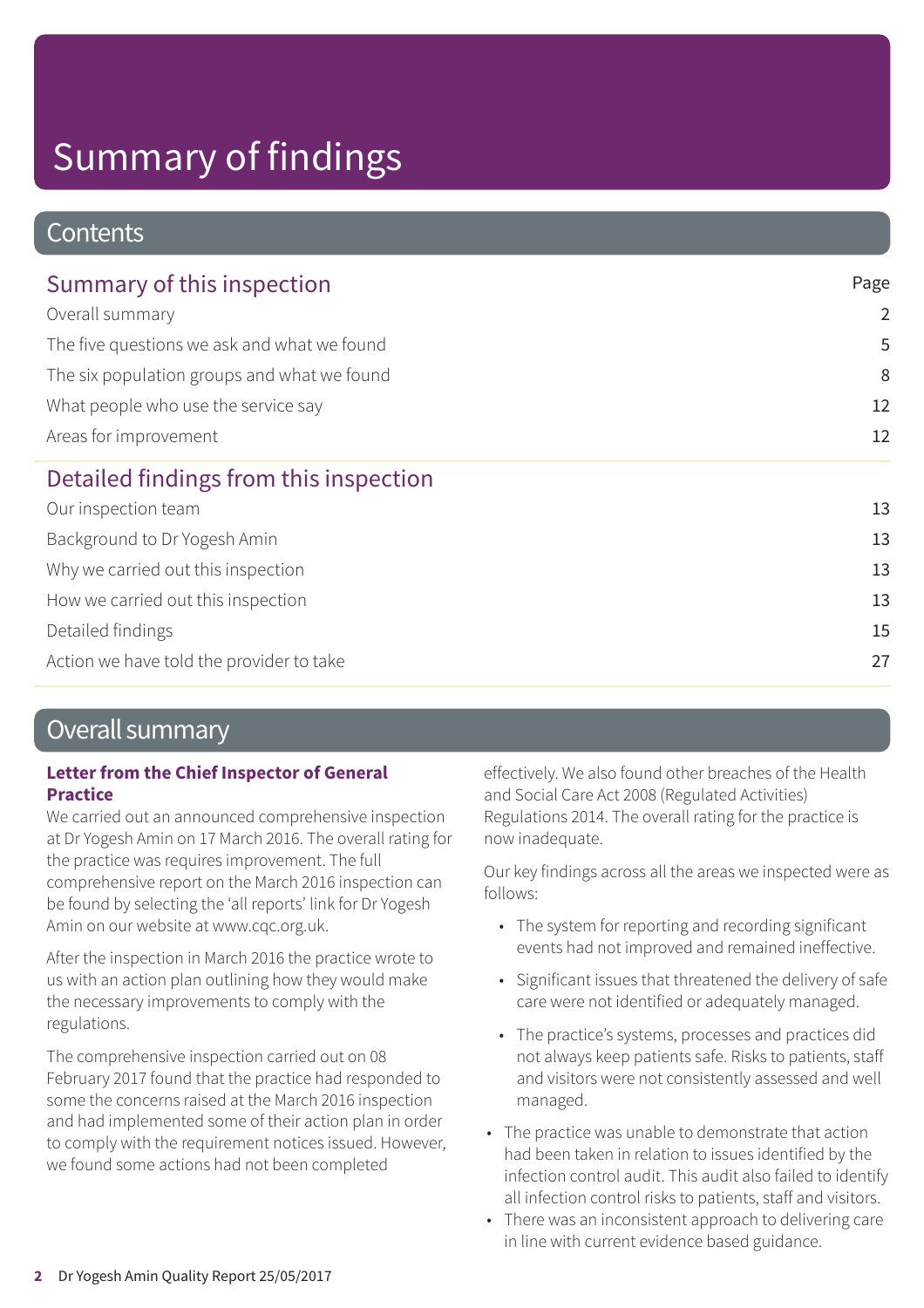# Summary of findings

## Contents

### Summary of this inspection

| | Page |
|---|---|
| Overall summary | 2 |
| The five questions we ask and what we found | 5 |
| The six population groups and what we found | 8 |
| What people who use the service say | 12 |
| Areas for improvement | 12 |

### Detailed findings from this inspection

| | |
|---|---|
| Our inspection team | 13 |
| Background to Dr Yogesh Amin | 13 |
| Why we carried out this inspection | 13 |
| How we carried out this inspection | 13 |
| Detailed findings | 15 |
| Action we have told the provider to take | 27 |

## Overall summary

**Letter from the Chief Inspector of General Practice**

We carried out an announced comprehensive inspection at Dr Yogesh Amin on 17 March 2016. The overall rating for the practice was requires improvement. The full comprehensive report on the March 2016 inspection can be found by selecting the 'all reports' link for Dr Yogesh Amin on our website at www.cqc.org.uk.

After the inspection in March 2016 the practice wrote to us with an action plan outlining how they would make the necessary improvements to comply with the regulations.

The comprehensive inspection carried out on 08 February 2017 found that the practice had responded to some the concerns raised at the March 2016 inspection and had implemented some of their action plan in order to comply with the requirement notices issued. However, we found some actions had not been completed effectively. We also found other breaches of the Health and Social Care Act 2008 (Regulated Activities) Regulations 2014. The overall rating for the practice is now inadequate.

Our key findings across all the areas we inspected were as follows:

- The system for reporting and recording significant events had not improved and remained ineffective.
- Significant issues that threatened the delivery of safe care were not identified or adequately managed.
- The practice's systems, processes and practices did not always keep patients safe. Risks to patients, staff and visitors were not consistently assessed and well managed.
- The practice was unable to demonstrate that action had been taken in relation to issues identified by the infection control audit. This audit also failed to identify all infection control risks to patients, staff and visitors.
- There was an inconsistent approach to delivering care in line with current evidence based guidance.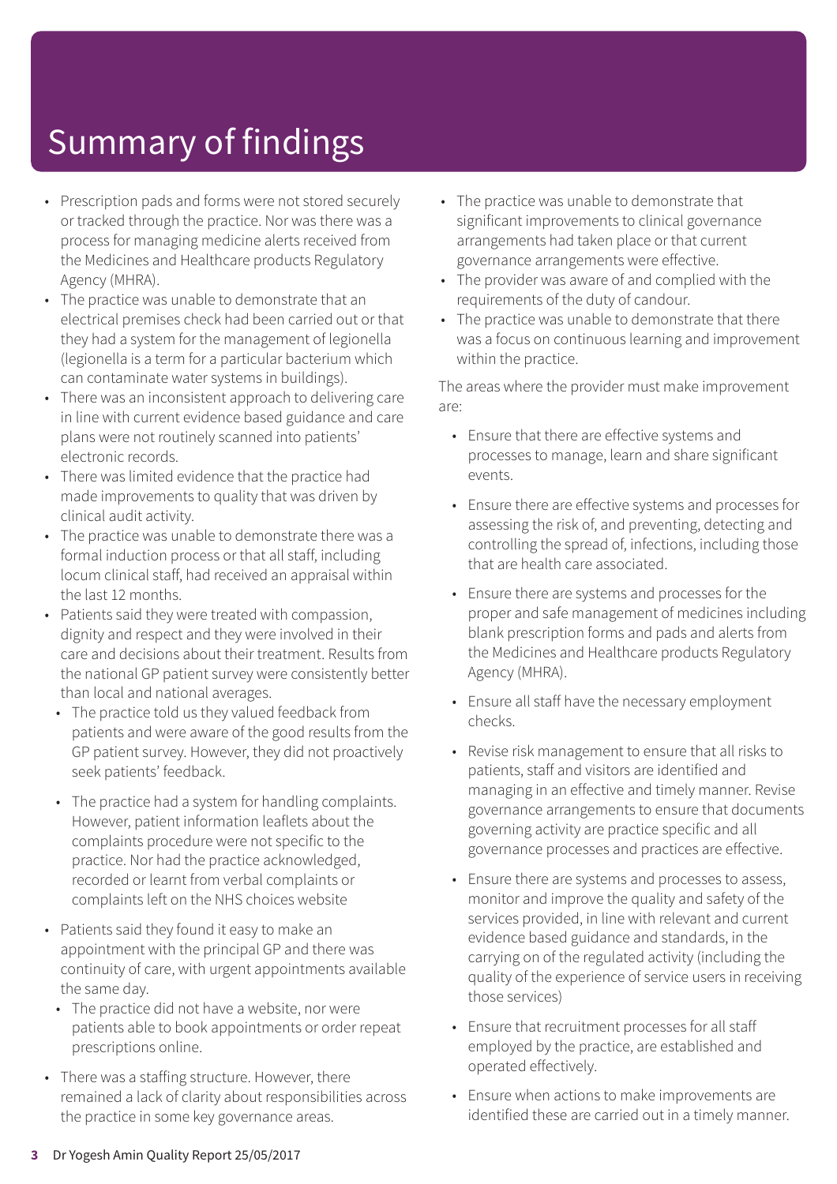# Summary of findings

- Prescription pads and forms were not stored securely or tracked through the practice. Nor was there was a process for managing medicine alerts received from the Medicines and Healthcare products Regulatory Agency (MHRA).
- The practice was unable to demonstrate that an electrical premises check had been carried out or that they had a system for the management of legionella (legionella is a term for a particular bacterium which can contaminate water systems in buildings).
- There was an inconsistent approach to delivering care in line with current evidence based guidance and care plans were not routinely scanned into patients' electronic records.
- There was limited evidence that the practice had made improvements to quality that was driven by clinical audit activity.
- The practice was unable to demonstrate there was a formal induction process or that all staff, including locum clinical staff, had received an appraisal within the last 12 months.
- Patients said they were treated with compassion, dignity and respect and they were involved in their care and decisions about their treatment. Results from the national GP patient survey were consistently better than local and national averages.
  - The practice told us they valued feedback from patients and were aware of the good results from the GP patient survey. However, they did not proactively seek patients' feedback.
  - The practice had a system for handling complaints. However, patient information leaflets about the complaints procedure were not specific to the practice. Nor had the practice acknowledged, recorded or learnt from verbal complaints or complaints left on the NHS choices website
- Patients said they found it easy to make an appointment with the principal GP and there was continuity of care, with urgent appointments available the same day.
  - The practice did not have a website, nor were patients able to book appointments or order repeat prescriptions online.
- There was a staffing structure. However, there remained a lack of clarity about responsibilities across the practice in some key governance areas.
- The practice was unable to demonstrate that significant improvements to clinical governance arrangements had taken place or that current governance arrangements were effective.
- The provider was aware of and complied with the requirements of the duty of candour.
- The practice was unable to demonstrate that there was a focus on continuous learning and improvement within the practice.

The areas where the provider must make improvement are:

- Ensure that there are effective systems and processes to manage, learn and share significant events.
- Ensure there are effective systems and processes for assessing the risk of, and preventing, detecting and controlling the spread of, infections, including those that are health care associated.
- Ensure there are systems and processes for the proper and safe management of medicines including blank prescription forms and pads and alerts from the Medicines and Healthcare products Regulatory Agency (MHRA).
- Ensure all staff have the necessary employment checks.
- Revise risk management to ensure that all risks to patients, staff and visitors are identified and managing in an effective and timely manner. Revise governance arrangements to ensure that documents governing activity are practice specific and all governance processes and practices are effective.
- Ensure there are systems and processes to assess, monitor and improve the quality and safety of the services provided, in line with relevant and current evidence based guidance and standards, in the carrying on of the regulated activity (including the quality of the experience of service users in receiving those services)
- Ensure that recruitment processes for all staff employed by the practice, are established and operated effectively.
- Ensure when actions to make improvements are identified these are carried out in a timely manner.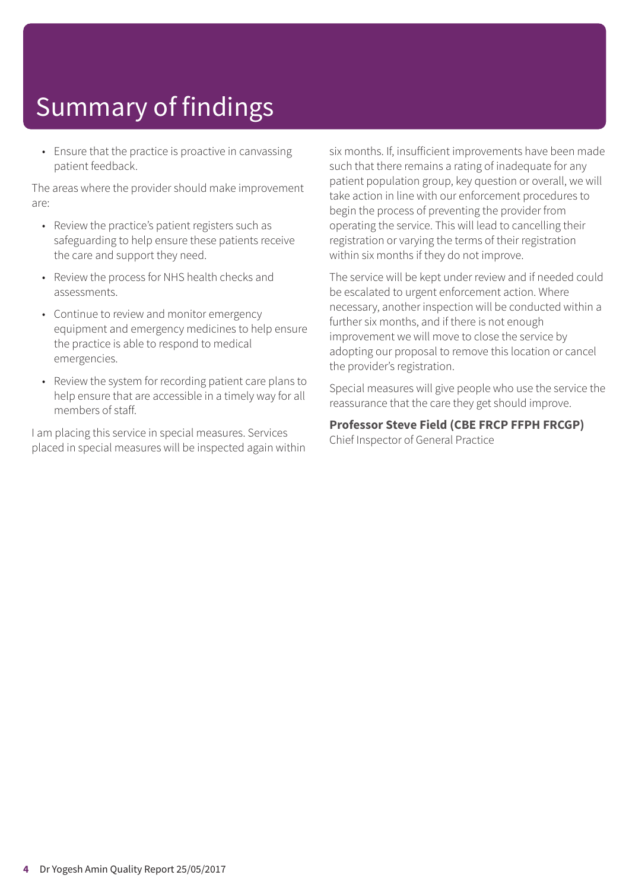# Summary of findings

- Ensure that the practice is proactive in canvassing patient feedback.

The areas where the provider should make improvement are:

- Review the practice's patient registers such as safeguarding to help ensure these patients receive the care and support they need.
- Review the process for NHS health checks and assessments.
- Continue to review and monitor emergency equipment and emergency medicines to help ensure the practice is able to respond to medical emergencies.
- Review the system for recording patient care plans to help ensure that are accessible in a timely way for all members of staff.

I am placing this service in special measures. Services placed in special measures will be inspected again within six months. If, insufficient improvements have been made such that there remains a rating of inadequate for any patient population group, key question or overall, we will take action in line with our enforcement procedures to begin the process of preventing the provider from operating the service. This will lead to cancelling their registration or varying the terms of their registration within six months if they do not improve.

The service will be kept under review and if needed could be escalated to urgent enforcement action. Where necessary, another inspection will be conducted within a further six months, and if there is not enough improvement we will move to close the service by adopting our proposal to remove this location or cancel the provider's registration.

Special measures will give people who use the service the reassurance that the care they get should improve.

**Professor Steve Field (CBE FRCP FFPH FRCGP)**
Chief Inspector of General Practice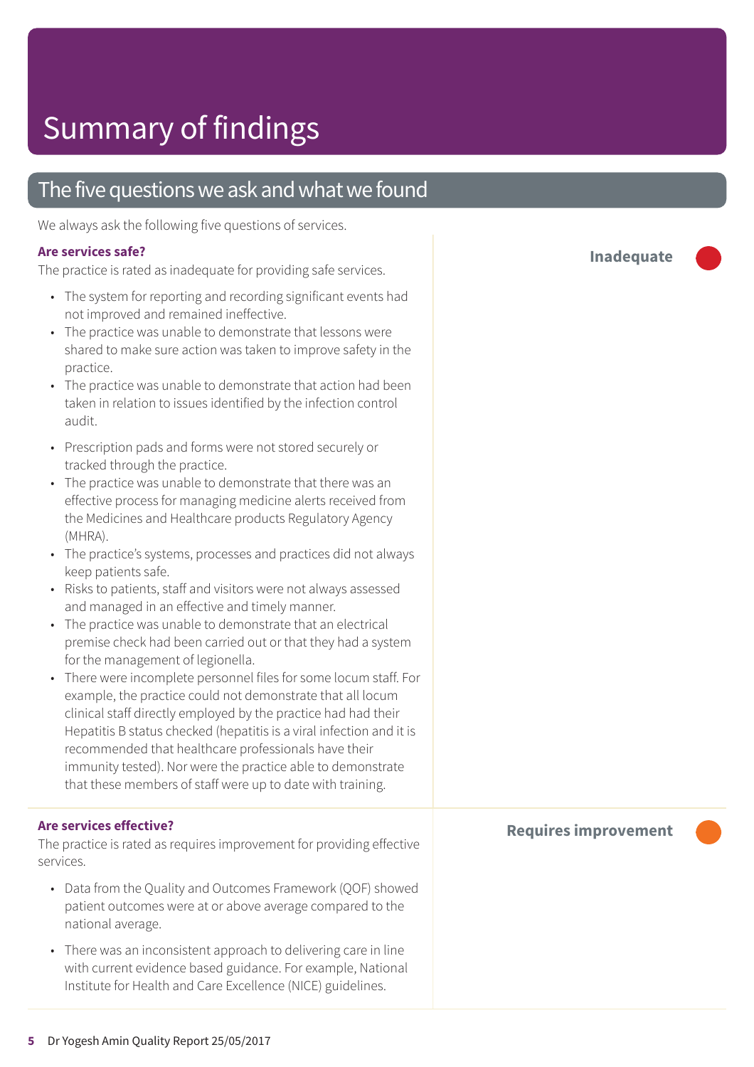# Summary of findings

## The five questions we ask and what we found

We always ask the following five questions of services.

### Are services safe?

**Inadequate**

The practice is rated as inadequate for providing safe services.

- The system for reporting and recording significant events had not improved and remained ineffective.
- The practice was unable to demonstrate that lessons were shared to make sure action was taken to improve safety in the practice.
- The practice was unable to demonstrate that action had been taken in relation to issues identified by the infection control audit.
- Prescription pads and forms were not stored securely or tracked through the practice.
- The practice was unable to demonstrate that there was an effective process for managing medicine alerts received from the Medicines and Healthcare products Regulatory Agency (MHRA).
- The practice's systems, processes and practices did not always keep patients safe.
- Risks to patients, staff and visitors were not always assessed and managed in an effective and timely manner.
- The practice was unable to demonstrate that an electrical premise check had been carried out or that they had a system for the management of legionella.
- There were incomplete personnel files for some locum staff. For example, the practice could not demonstrate that all locum clinical staff directly employed by the practice had had their Hepatitis B status checked (hepatitis is a viral infection and it is recommended that healthcare professionals have their immunity tested). Nor were the practice able to demonstrate that these members of staff were up to date with training.

### Are services effective?

**Requires improvement**

The practice is rated as requires improvement for providing effective services.

- Data from the Quality and Outcomes Framework (QOF) showed patient outcomes were at or above average compared to the national average.
- There was an inconsistent approach to delivering care in line with current evidence based guidance. For example, National Institute for Health and Care Excellence (NICE) guidelines.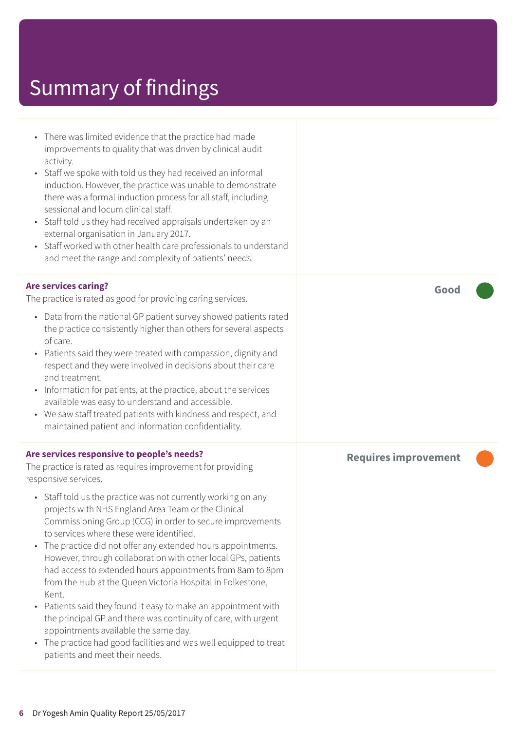# Summary of findings

- There was limited evidence that the practice had made improvements to quality that was driven by clinical audit activity.
- Staff we spoke with told us they had received an informal induction. However, the practice was unable to demonstrate there was a formal induction process for all staff, including sessional and locum clinical staff.
- Staff told us they had received appraisals undertaken by an external organisation in January 2017.
- Staff worked with other health care professionals to understand and meet the range and complexity of patients' needs.

**Are services caring?** — **Good**

The practice is rated as good for providing caring services.

- Data from the national GP patient survey showed patients rated the practice consistently higher than others for several aspects of care.
- Patients said they were treated with compassion, dignity and respect and they were involved in decisions about their care and treatment.
- Information for patients, at the practice, about the services available was easy to understand and accessible.
- We saw staff treated patients with kindness and respect, and maintained patient and information confidentiality.

**Are services responsive to people's needs?** — **Requires improvement**

The practice is rated as requires improvement for providing responsive services.

- Staff told us the practice was not currently working on any projects with NHS England Area Team or the Clinical Commissioning Group (CCG) in order to secure improvements to services where these were identified.
- The practice did not offer any extended hours appointments. However, through collaboration with other local GPs, patients had access to extended hours appointments from 8am to 8pm from the Hub at the Queen Victoria Hospital in Folkestone, Kent.
- Patients said they found it easy to make an appointment with the principal GP and there was continuity of care, with urgent appointments available the same day.
- The practice had good facilities and was well equipped to treat patients and meet their needs.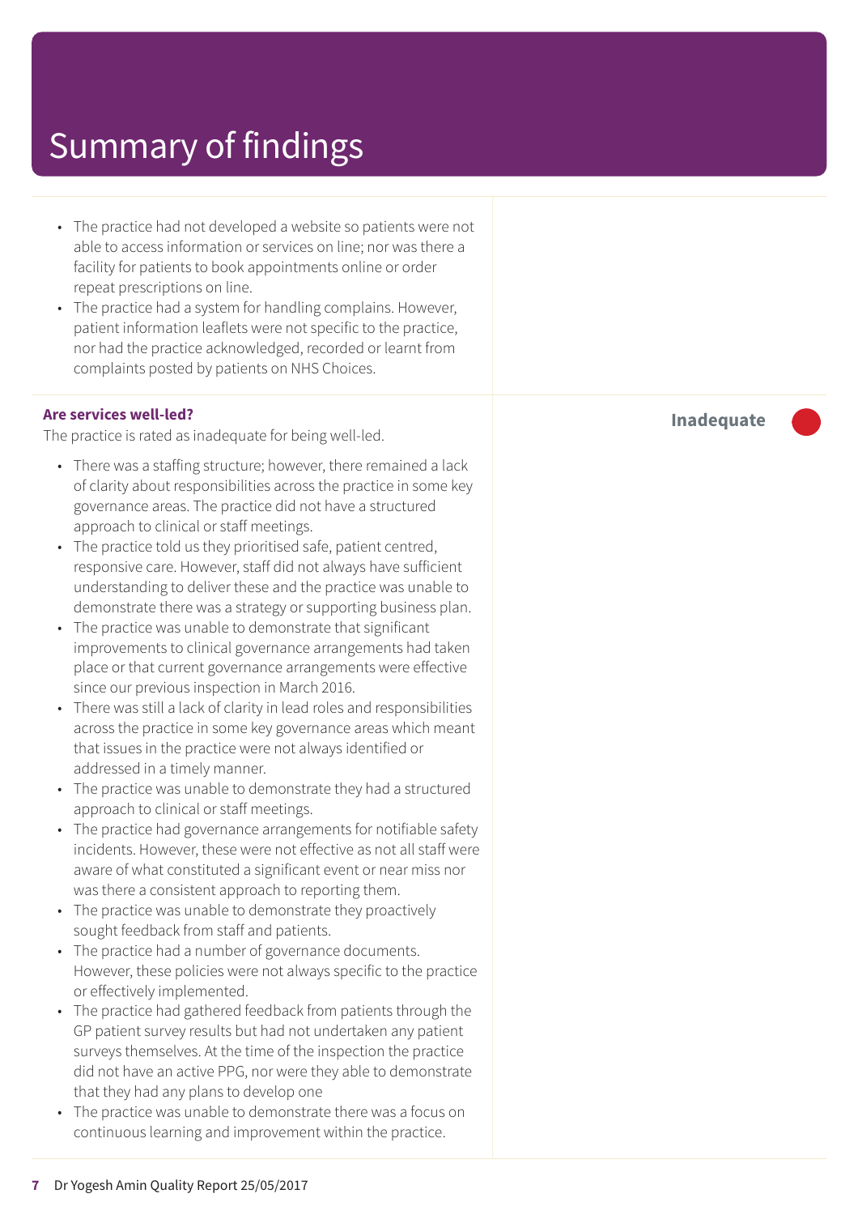# Summary of findings

- The practice had not developed a website so patients were not able to access information or services on line; nor was there a facility for patients to book appointments online or order repeat prescriptions on line.
- The practice had a system for handling complains. However, patient information leaflets were not specific to the practice, nor had the practice acknowledged, recorded or learnt from complaints posted by patients on NHS Choices.

**Are services well-led?**

**Inadequate**

The practice is rated as inadequate for being well-led.

- There was a staffing structure; however, there remained a lack of clarity about responsibilities across the practice in some key governance areas. The practice did not have a structured approach to clinical or staff meetings.
- The practice told us they prioritised safe, patient centred, responsive care. However, staff did not always have sufficient understanding to deliver these and the practice was unable to demonstrate there was a strategy or supporting business plan.
- The practice was unable to demonstrate that significant improvements to clinical governance arrangements had taken place or that current governance arrangements were effective since our previous inspection in March 2016.
- There was still a lack of clarity in lead roles and responsibilities across the practice in some key governance areas which meant that issues in the practice were not always identified or addressed in a timely manner.
- The practice was unable to demonstrate they had a structured approach to clinical or staff meetings.
- The practice had governance arrangements for notifiable safety incidents. However, these were not effective as not all staff were aware of what constituted a significant event or near miss nor was there a consistent approach to reporting them.
- The practice was unable to demonstrate they proactively sought feedback from staff and patients.
- The practice had a number of governance documents. However, these policies were not always specific to the practice or effectively implemented.
- The practice had gathered feedback from patients through the GP patient survey results but had not undertaken any patient surveys themselves. At the time of the inspection the practice did not have an active PPG, nor were they able to demonstrate that they had any plans to develop one
- The practice was unable to demonstrate there was a focus on continuous learning and improvement within the practice.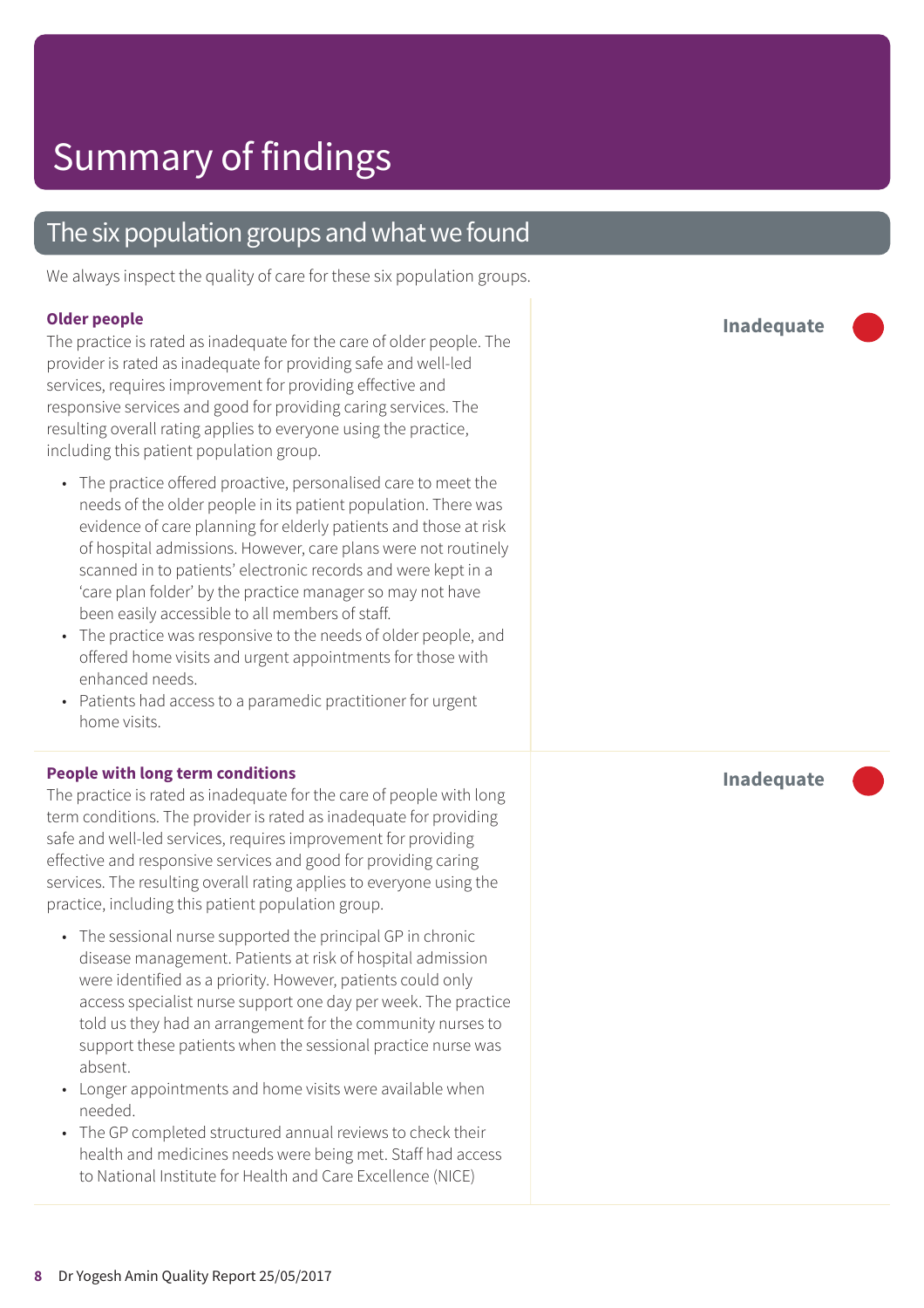# Summary of findings

## The six population groups and what we found

We always inspect the quality of care for these six population groups.

### Older people

**Inadequate**

The practice is rated as inadequate for the care of older people. The provider is rated as inadequate for providing safe and well-led services, requires improvement for providing effective and responsive services and good for providing caring services. The resulting overall rating applies to everyone using the practice, including this patient population group.

- The practice offered proactive, personalised care to meet the needs of the older people in its patient population. There was evidence of care planning for elderly patients and those at risk of hospital admissions. However, care plans were not routinely scanned in to patients' electronic records and were kept in a 'care plan folder' by the practice manager so may not have been easily accessible to all members of staff.
- The practice was responsive to the needs of older people, and offered home visits and urgent appointments for those with enhanced needs.
- Patients had access to a paramedic practitioner for urgent home visits.

### People with long term conditions

**Inadequate**

The practice is rated as inadequate for the care of people with long term conditions. The provider is rated as inadequate for providing safe and well-led services, requires improvement for providing effective and responsive services and good for providing caring services. The resulting overall rating applies to everyone using the practice, including this patient population group.

- The sessional nurse supported the principal GP in chronic disease management. Patients at risk of hospital admission were identified as a priority. However, patients could only access specialist nurse support one day per week. The practice told us they had an arrangement for the community nurses to support these patients when the sessional practice nurse was absent.
- Longer appointments and home visits were available when needed.
- The GP completed structured annual reviews to check their health and medicines needs were being met. Staff had access to National Institute for Health and Care Excellence (NICE)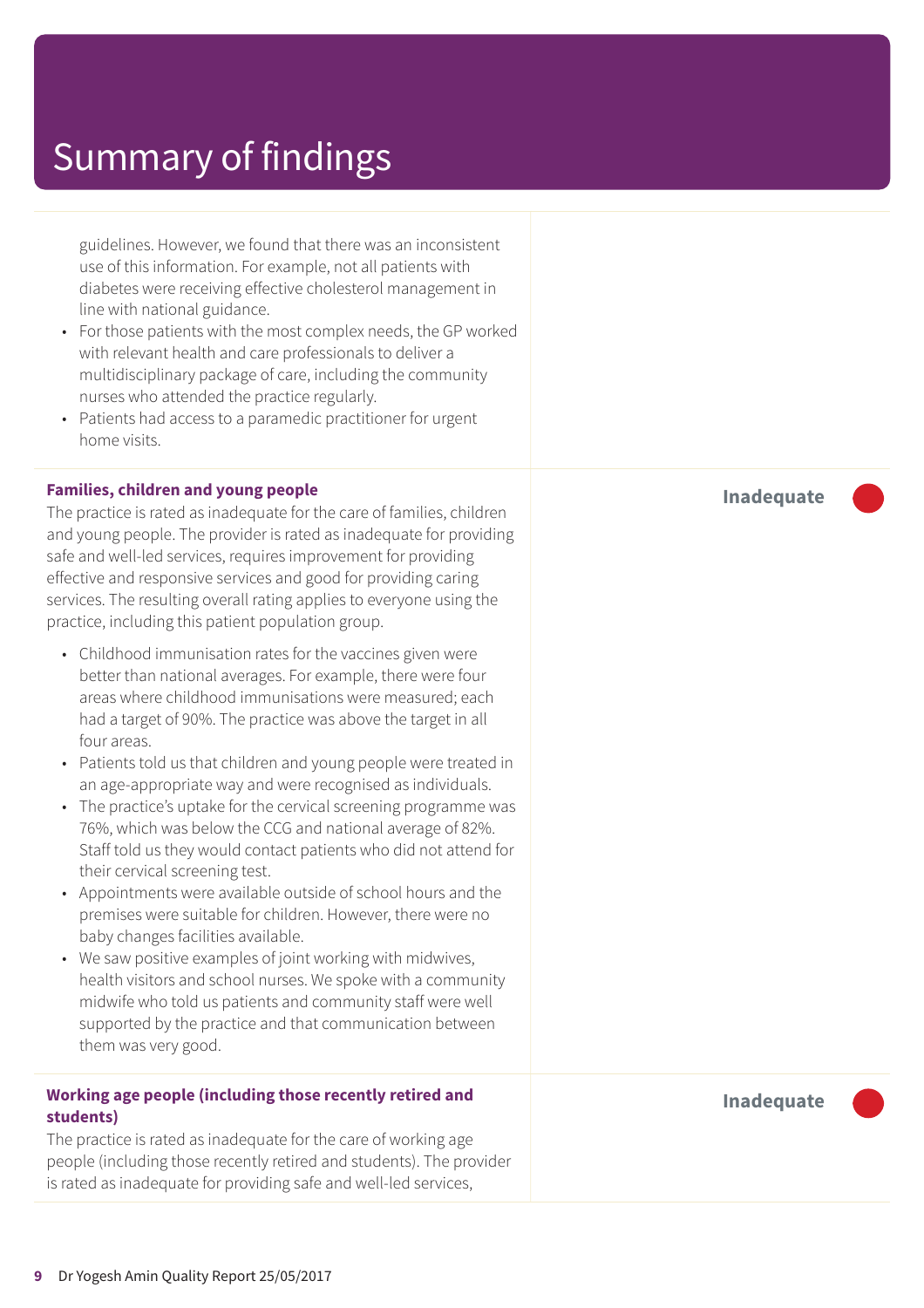# Summary of findings

guidelines. However, we found that there was an inconsistent use of this information. For example, not all patients with diabetes were receiving effective cholesterol management in line with national guidance.

- For those patients with the most complex needs, the GP worked with relevant health and care professionals to deliver a multidisciplinary package of care, including the community nurses who attended the practice regularly.
- Patients had access to a paramedic practitioner for urgent home visits.

**Families, children and young people** — **Inadequate**

The practice is rated as inadequate for the care of families, children and young people. The provider is rated as inadequate for providing safe and well-led services, requires improvement for providing effective and responsive services and good for providing caring services. The resulting overall rating applies to everyone using the practice, including this patient population group.

- Childhood immunisation rates for the vaccines given were better than national averages. For example, there were four areas where childhood immunisations were measured; each had a target of 90%. The practice was above the target in all four areas.
- Patients told us that children and young people were treated in an age-appropriate way and were recognised as individuals.
- The practice's uptake for the cervical screening programme was 76%, which was below the CCG and national average of 82%. Staff told us they would contact patients who did not attend for their cervical screening test.
- Appointments were available outside of school hours and the premises were suitable for children. However, there were no baby changes facilities available.
- We saw positive examples of joint working with midwives, health visitors and school nurses. We spoke with a community midwife who told us patients and community staff were well supported by the practice and that communication between them was very good.

**Working age people (including those recently retired and students)** — **Inadequate**

The practice is rated as inadequate for the care of working age people (including those recently retired and students). The provider is rated as inadequate for providing safe and well-led services,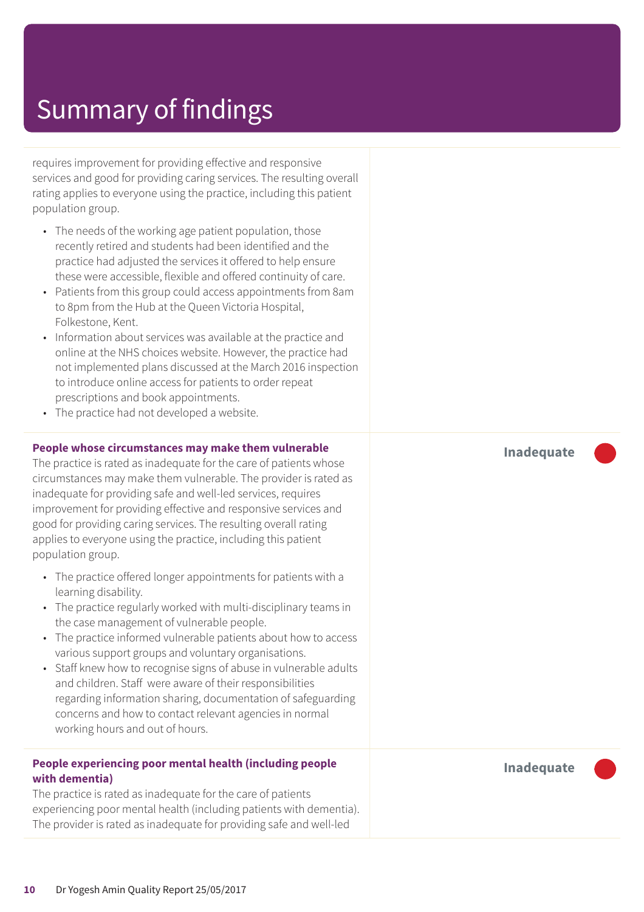# Summary of findings

requires improvement for providing effective and responsive services and good for providing caring services. The resulting overall rating applies to everyone using the practice, including this patient population group.

- The needs of the working age patient population, those recently retired and students had been identified and the practice had adjusted the services it offered to help ensure these were accessible, flexible and offered continuity of care.
- Patients from this group could access appointments from 8am to 8pm from the Hub at the Queen Victoria Hospital, Folkestone, Kent.
- Information about services was available at the practice and online at the NHS choices website. However, the practice had not implemented plans discussed at the March 2016 inspection to introduce online access for patients to order repeat prescriptions and book appointments.
- The practice had not developed a website.

**People whose circumstances may make them vulnerable** — **Inadequate**

The practice is rated as inadequate for the care of patients whose circumstances may make them vulnerable. The provider is rated as inadequate for providing safe and well-led services, requires improvement for providing effective and responsive services and good for providing caring services. The resulting overall rating applies to everyone using the practice, including this patient population group.

- The practice offered longer appointments for patients with a learning disability.
- The practice regularly worked with multi-disciplinary teams in the case management of vulnerable people.
- The practice informed vulnerable patients about how to access various support groups and voluntary organisations.
- Staff knew how to recognise signs of abuse in vulnerable adults and children. Staff were aware of their responsibilities regarding information sharing, documentation of safeguarding concerns and how to contact relevant agencies in normal working hours and out of hours.

**People experiencing poor mental health (including people with dementia)** — **Inadequate**

The practice is rated as inadequate for the care of patients experiencing poor mental health (including patients with dementia). The provider is rated as inadequate for providing safe and well-led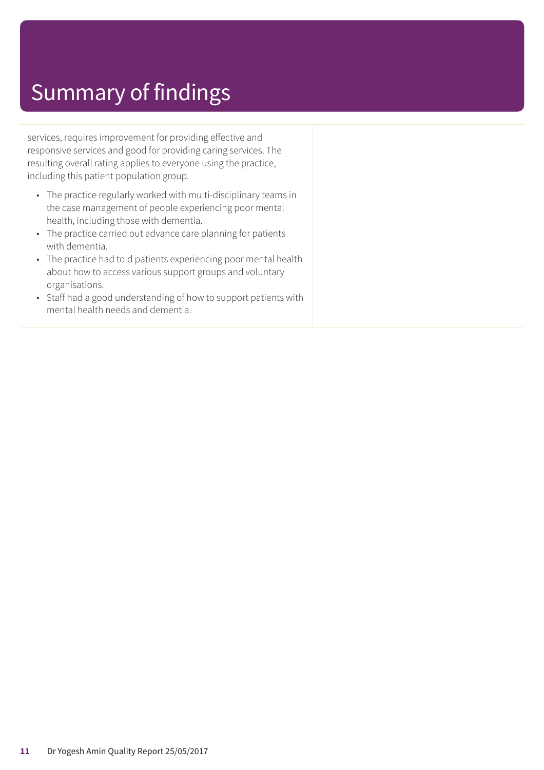# Summary of findings

services, requires improvement for providing effective and responsive services and good for providing caring services. The resulting overall rating applies to everyone using the practice, including this patient population group.

- The practice regularly worked with multi-disciplinary teams in the case management of people experiencing poor mental health, including those with dementia.
- The practice carried out advance care planning for patients with dementia.
- The practice had told patients experiencing poor mental health about how to access various support groups and voluntary organisations.
- Staff had a good understanding of how to support patients with mental health needs and dementia.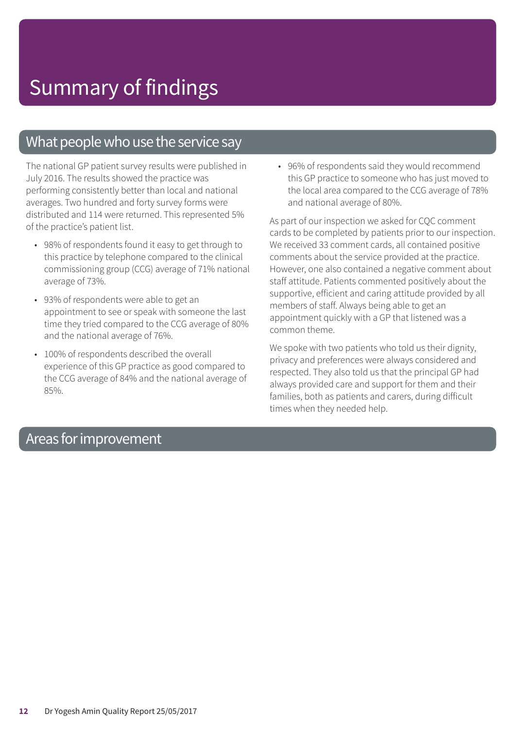# Summary of findings

## What people who use the service say

The national GP patient survey results were published in July 2016. The results showed the practice was performing consistently better than local and national averages. Two hundred and forty survey forms were distributed and 114 were returned. This represented 5% of the practice's patient list.

- 98% of respondents found it easy to get through to this practice by telephone compared to the clinical commissioning group (CCG) average of 71% national average of 73%.
- 93% of respondents were able to get an appointment to see or speak with someone the last time they tried compared to the CCG average of 80% and the national average of 76%.
- 100% of respondents described the overall experience of this GP practice as good compared to the CCG average of 84% and the national average of 85%.
- 96% of respondents said they would recommend this GP practice to someone who has just moved to the local area compared to the CCG average of 78% and national average of 80%.

As part of our inspection we asked for CQC comment cards to be completed by patients prior to our inspection. We received 33 comment cards, all contained positive comments about the service provided at the practice. However, one also contained a negative comment about staff attitude. Patients commented positively about the supportive, efficient and caring attitude provided by all members of staff. Always being able to get an appointment quickly with a GP that listened was a common theme.

We spoke with two patients who told us their dignity, privacy and preferences were always considered and respected. They also told us that the principal GP had always provided care and support for them and their families, both as patients and carers, during difficult times when they needed help.

## Areas for improvement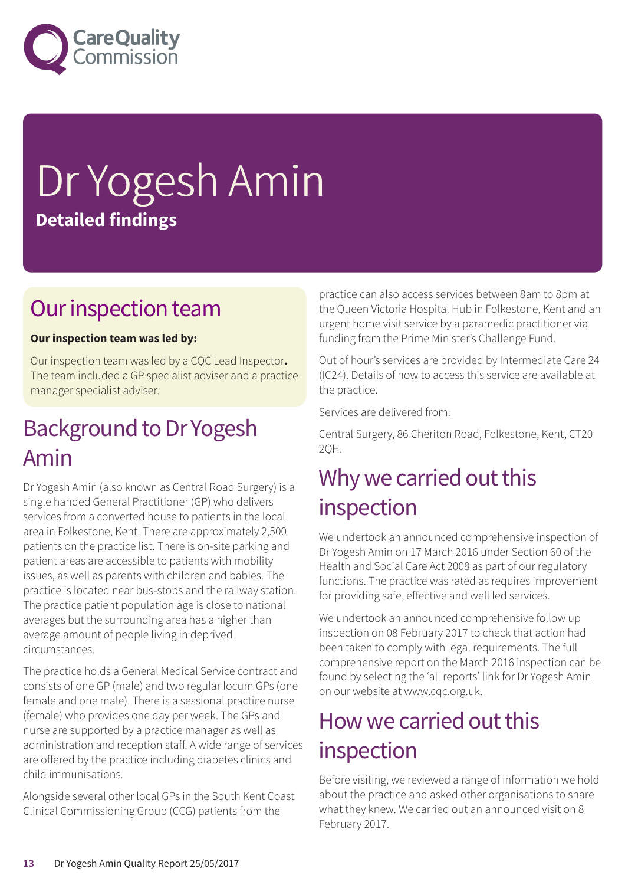# Dr Yogesh Amin

**Detailed findings**

## Our inspection team

**Our inspection team was led by:**

Our inspection team was led by a CQC Lead Inspector**.** The team included a GP specialist adviser and a practice manager specialist adviser.

## Background to Dr Yogesh Amin

Dr Yogesh Amin (also known as Central Road Surgery) is a single handed General Practitioner (GP) who delivers services from a converted house to patients in the local area in Folkestone, Kent. There are approximately 2,500 patients on the practice list. There is on-site parking and patient areas are accessible to patients with mobility issues, as well as parents with children and babies. The practice is located near bus-stops and the railway station. The practice patient population age is close to national averages but the surrounding area has a higher than average amount of people living in deprived circumstances.

The practice holds a General Medical Service contract and consists of one GP (male) and two regular locum GPs (one female and one male). There is a sessional practice nurse (female) who provides one day per week. The GPs and nurse are supported by a practice manager as well as administration and reception staff. A wide range of services are offered by the practice including diabetes clinics and child immunisations.

Alongside several other local GPs in the South Kent Coast Clinical Commissioning Group (CCG) patients from the practice can also access services between 8am to 8pm at the Queen Victoria Hospital Hub in Folkestone, Kent and an urgent home visit service by a paramedic practitioner via funding from the Prime Minister's Challenge Fund.

Out of hour's services are provided by Intermediate Care 24 (IC24). Details of how to access this service are available at the practice.

Services are delivered from:

Central Surgery, 86 Cheriton Road, Folkestone, Kent, CT20 2QH.

## Why we carried out this inspection

We undertook an announced comprehensive inspection of Dr Yogesh Amin on 17 March 2016 under Section 60 of the Health and Social Care Act 2008 as part of our regulatory functions. The practice was rated as requires improvement for providing safe, effective and well led services.

We undertook an announced comprehensive follow up inspection on 08 February 2017 to check that action had been taken to comply with legal requirements. The full comprehensive report on the March 2016 inspection can be found by selecting the 'all reports' link for Dr Yogesh Amin on our website at www.cqc.org.uk.

## How we carried out this inspection

Before visiting, we reviewed a range of information we hold about the practice and asked other organisations to share what they knew. We carried out an announced visit on 8 February 2017.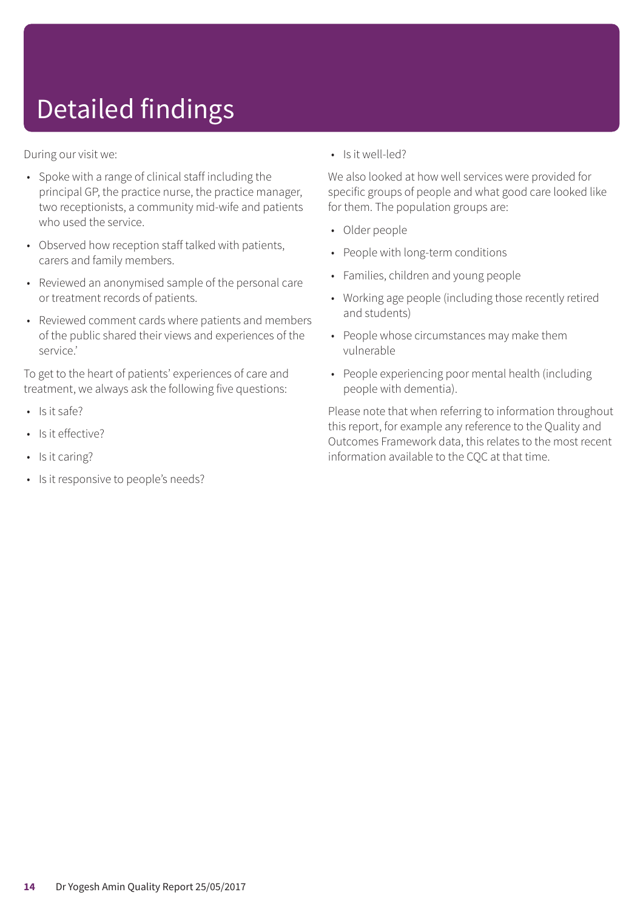# Detailed findings

During our visit we:

- Spoke with a range of clinical staff including the principal GP, the practice nurse, the practice manager, two receptionists, a community mid-wife and patients who used the service.
- Observed how reception staff talked with patients, carers and family members.
- Reviewed an anonymised sample of the personal care or treatment records of patients.
- Reviewed comment cards where patients and members of the public shared their views and experiences of the service.'

To get to the heart of patients' experiences of care and treatment, we always ask the following five questions:

- Is it safe?
- Is it effective?
- Is it caring?
- Is it responsive to people's needs?
- Is it well-led?

We also looked at how well services were provided for specific groups of people and what good care looked like for them. The population groups are:

- Older people
- People with long-term conditions
- Families, children and young people
- Working age people (including those recently retired and students)
- People whose circumstances may make them vulnerable
- People experiencing poor mental health (including people with dementia).

Please note that when referring to information throughout this report, for example any reference to the Quality and Outcomes Framework data, this relates to the most recent information available to the CQC at that time.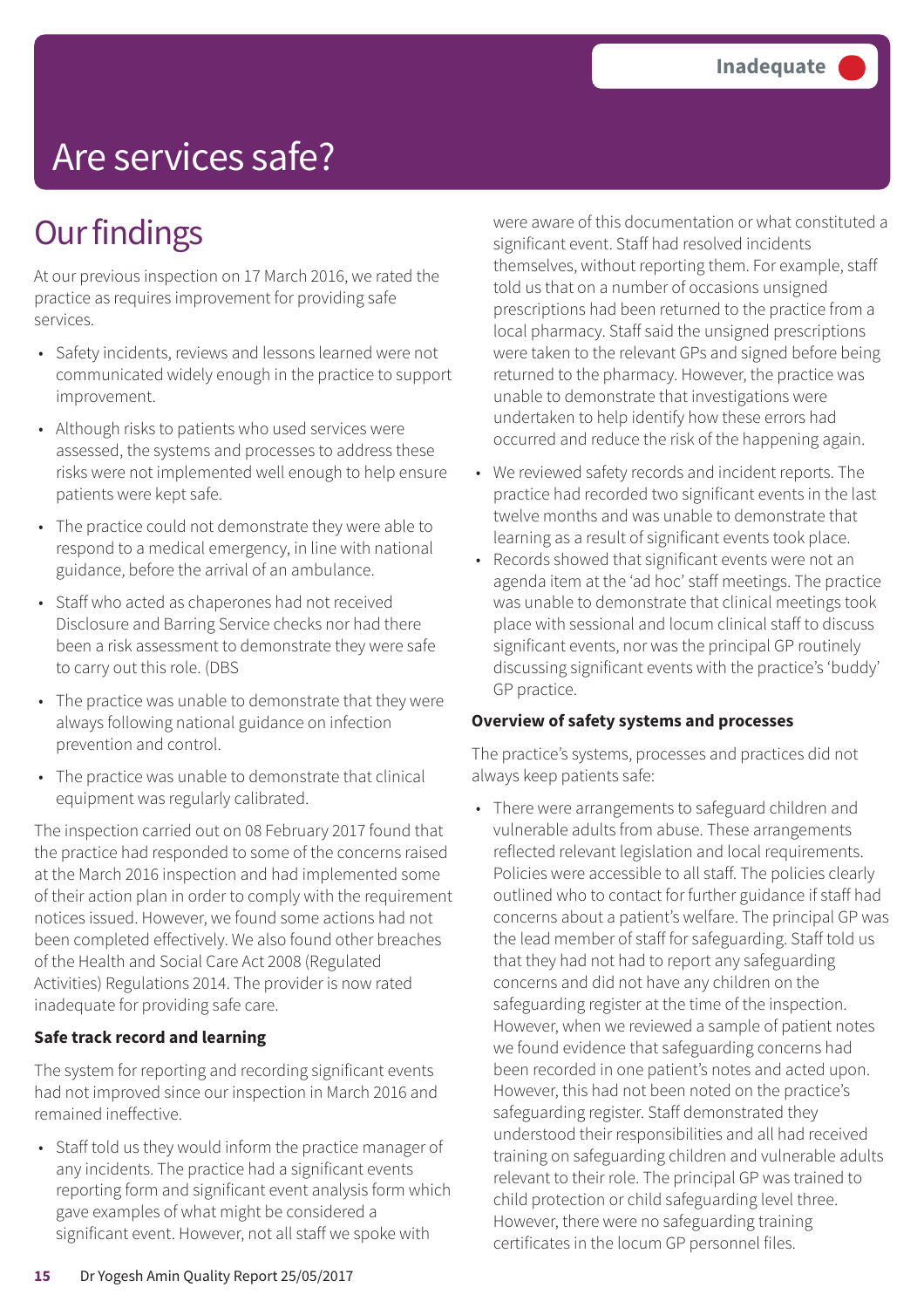Inadequate

# Are services safe?

## Our findings

At our previous inspection on 17 March 2016, we rated the practice as requires improvement for providing safe services.

- Safety incidents, reviews and lessons learned were not communicated widely enough in the practice to support improvement.
- Although risks to patients who used services were assessed, the systems and processes to address these risks were not implemented well enough to help ensure patients were kept safe.
- The practice could not demonstrate they were able to respond to a medical emergency, in line with national guidance, before the arrival of an ambulance.
- Staff who acted as chaperones had not received Disclosure and Barring Service checks nor had there been a risk assessment to demonstrate they were safe to carry out this role. (DBS
- The practice was unable to demonstrate that they were always following national guidance on infection prevention and control.
- The practice was unable to demonstrate that clinical equipment was regularly calibrated.

The inspection carried out on 08 February 2017 found that the practice had responded to some of the concerns raised at the March 2016 inspection and had implemented some of their action plan in order to comply with the requirement notices issued. However, we found some actions had not been completed effectively. We also found other breaches of the Health and Social Care Act 2008 (Regulated Activities) Regulations 2014. The provider is now rated inadequate for providing safe care.

**Safe track record and learning**

The system for reporting and recording significant events had not improved since our inspection in March 2016 and remained ineffective.

- Staff told us they would inform the practice manager of any incidents. The practice had a significant events reporting form and significant event analysis form which gave examples of what might be considered a significant event. However, not all staff we spoke with were aware of this documentation or what constituted a significant event. Staff had resolved incidents themselves, without reporting them. For example, staff told us that on a number of occasions unsigned prescriptions had been returned to the practice from a local pharmacy. Staff said the unsigned prescriptions were taken to the relevant GPs and signed before being returned to the pharmacy. However, the practice was unable to demonstrate that investigations were undertaken to help identify how these errors had occurred and reduce the risk of the happening again.
- We reviewed safety records and incident reports. The practice had recorded two significant events in the last twelve months and was unable to demonstrate that learning as a result of significant events took place.
- Records showed that significant events were not an agenda item at the 'ad hoc' staff meetings. The practice was unable to demonstrate that clinical meetings took place with sessional and locum clinical staff to discuss significant events, nor was the principal GP routinely discussing significant events with the practice's 'buddy' GP practice.

**Overview of safety systems and processes**

The practice's systems, processes and practices did not always keep patients safe:

- There were arrangements to safeguard children and vulnerable adults from abuse. These arrangements reflected relevant legislation and local requirements. Policies were accessible to all staff. The policies clearly outlined who to contact for further guidance if staff had concerns about a patient's welfare. The principal GP was the lead member of staff for safeguarding. Staff told us that they had not had to report any safeguarding concerns and did not have any children on the safeguarding register at the time of the inspection. However, when we reviewed a sample of patient notes we found evidence that safeguarding concerns had been recorded in one patient's notes and acted upon. However, this had not been noted on the practice's safeguarding register. Staff demonstrated they understood their responsibilities and all had received training on safeguarding children and vulnerable adults relevant to their role. The principal GP was trained to child protection or child safeguarding level three. However, there were no safeguarding training certificates in the locum GP personnel files.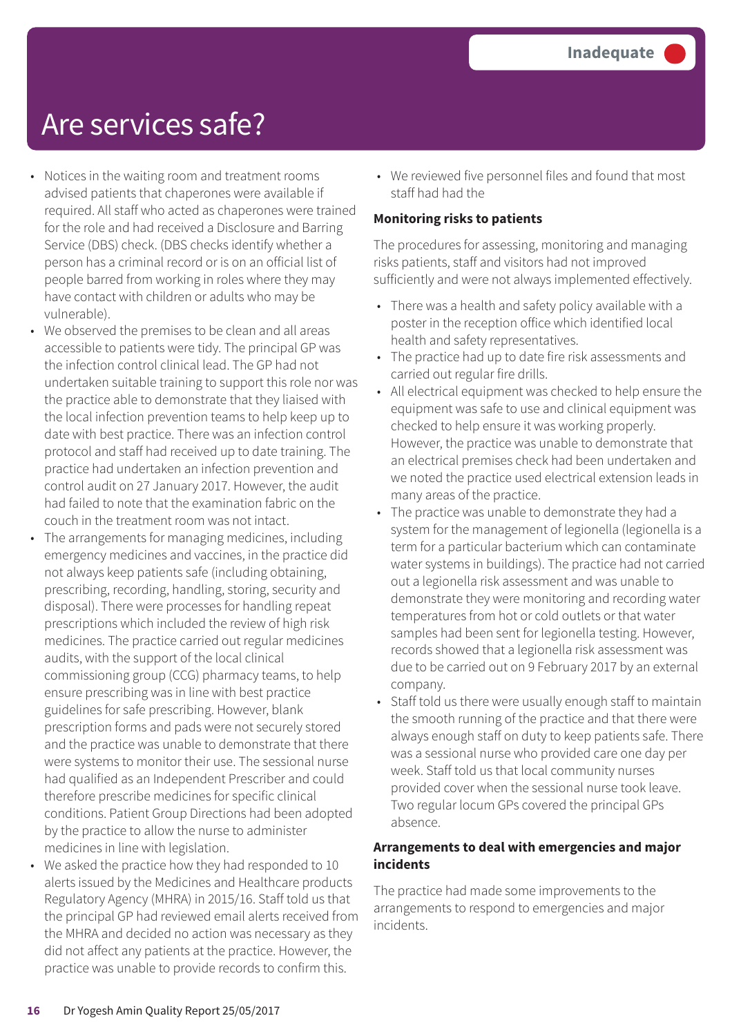Inadequate

# Are services safe?

- Notices in the waiting room and treatment rooms advised patients that chaperones were available if required. All staff who acted as chaperones were trained for the role and had received a Disclosure and Barring Service (DBS) check. (DBS checks identify whether a person has a criminal record or is on an official list of people barred from working in roles where they may have contact with children or adults who may be vulnerable).
- We observed the premises to be clean and all areas accessible to patients were tidy. The principal GP was the infection control clinical lead. The GP had not undertaken suitable training to support this role nor was the practice able to demonstrate that they liaised with the local infection prevention teams to help keep up to date with best practice. There was an infection control protocol and staff had received up to date training. The practice had undertaken an infection prevention and control audit on 27 January 2017. However, the audit had failed to note that the examination fabric on the couch in the treatment room was not intact.
- The arrangements for managing medicines, including emergency medicines and vaccines, in the practice did not always keep patients safe (including obtaining, prescribing, recording, handling, storing, security and disposal). There were processes for handling repeat prescriptions which included the review of high risk medicines. The practice carried out regular medicines audits, with the support of the local clinical commissioning group (CCG) pharmacy teams, to help ensure prescribing was in line with best practice guidelines for safe prescribing. However, blank prescription forms and pads were not securely stored and the practice was unable to demonstrate that there were systems to monitor their use. The sessional nurse had qualified as an Independent Prescriber and could therefore prescribe medicines for specific clinical conditions. Patient Group Directions had been adopted by the practice to allow the nurse to administer medicines in line with legislation.
- We asked the practice how they had responded to 10 alerts issued by the Medicines and Healthcare products Regulatory Agency (MHRA) in 2015/16. Staff told us that the principal GP had reviewed email alerts received from the MHRA and decided no action was necessary as they did not affect any patients at the practice. However, the practice was unable to provide records to confirm this.
- We reviewed five personnel files and found that most staff had had the

**Monitoring risks to patients**

The procedures for assessing, monitoring and managing risks patients, staff and visitors had not improved sufficiently and were not always implemented effectively.

- There was a health and safety policy available with a poster in the reception office which identified local health and safety representatives.
- The practice had up to date fire risk assessments and carried out regular fire drills.
- All electrical equipment was checked to help ensure the equipment was safe to use and clinical equipment was checked to help ensure it was working properly. However, the practice was unable to demonstrate that an electrical premises check had been undertaken and we noted the practice used electrical extension leads in many areas of the practice.
- The practice was unable to demonstrate they had a system for the management of legionella (legionella is a term for a particular bacterium which can contaminate water systems in buildings). The practice had not carried out a legionella risk assessment and was unable to demonstrate they were monitoring and recording water temperatures from hot or cold outlets or that water samples had been sent for legionella testing. However, records showed that a legionella risk assessment was due to be carried out on 9 February 2017 by an external company.
- Staff told us there were usually enough staff to maintain the smooth running of the practice and that there were always enough staff on duty to keep patients safe. There was a sessional nurse who provided care one day per week. Staff told us that local community nurses provided cover when the sessional nurse took leave. Two regular locum GPs covered the principal GPs absence.

**Arrangements to deal with emergencies and major incidents**

The practice had made some improvements to the arrangements to respond to emergencies and major incidents.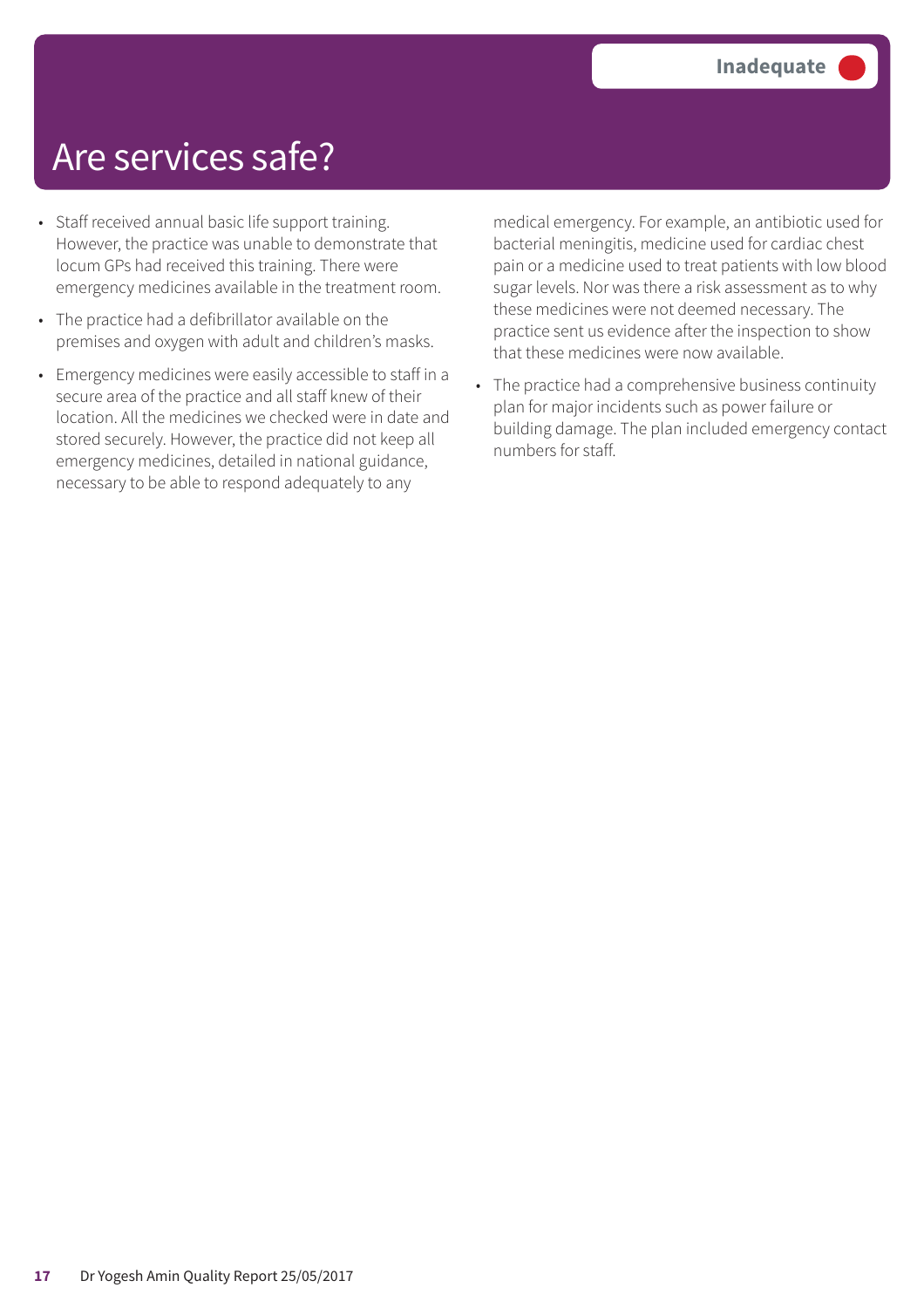# Are services safe?

**Inadequate**

- Staff received annual basic life support training. However, the practice was unable to demonstrate that locum GPs had received this training. There were emergency medicines available in the treatment room.
- The practice had a defibrillator available on the premises and oxygen with adult and children's masks.
- Emergency medicines were easily accessible to staff in a secure area of the practice and all staff knew of their location. All the medicines we checked were in date and stored securely. However, the practice did not keep all emergency medicines, detailed in national guidance, necessary to be able to respond adequately to any medical emergency. For example, an antibiotic used for bacterial meningitis, medicine used for cardiac chest pain or a medicine used to treat patients with low blood sugar levels. Nor was there a risk assessment as to why these medicines were not deemed necessary. The practice sent us evidence after the inspection to show that these medicines were now available.
- The practice had a comprehensive business continuity plan for major incidents such as power failure or building damage. The plan included emergency contact numbers for staff.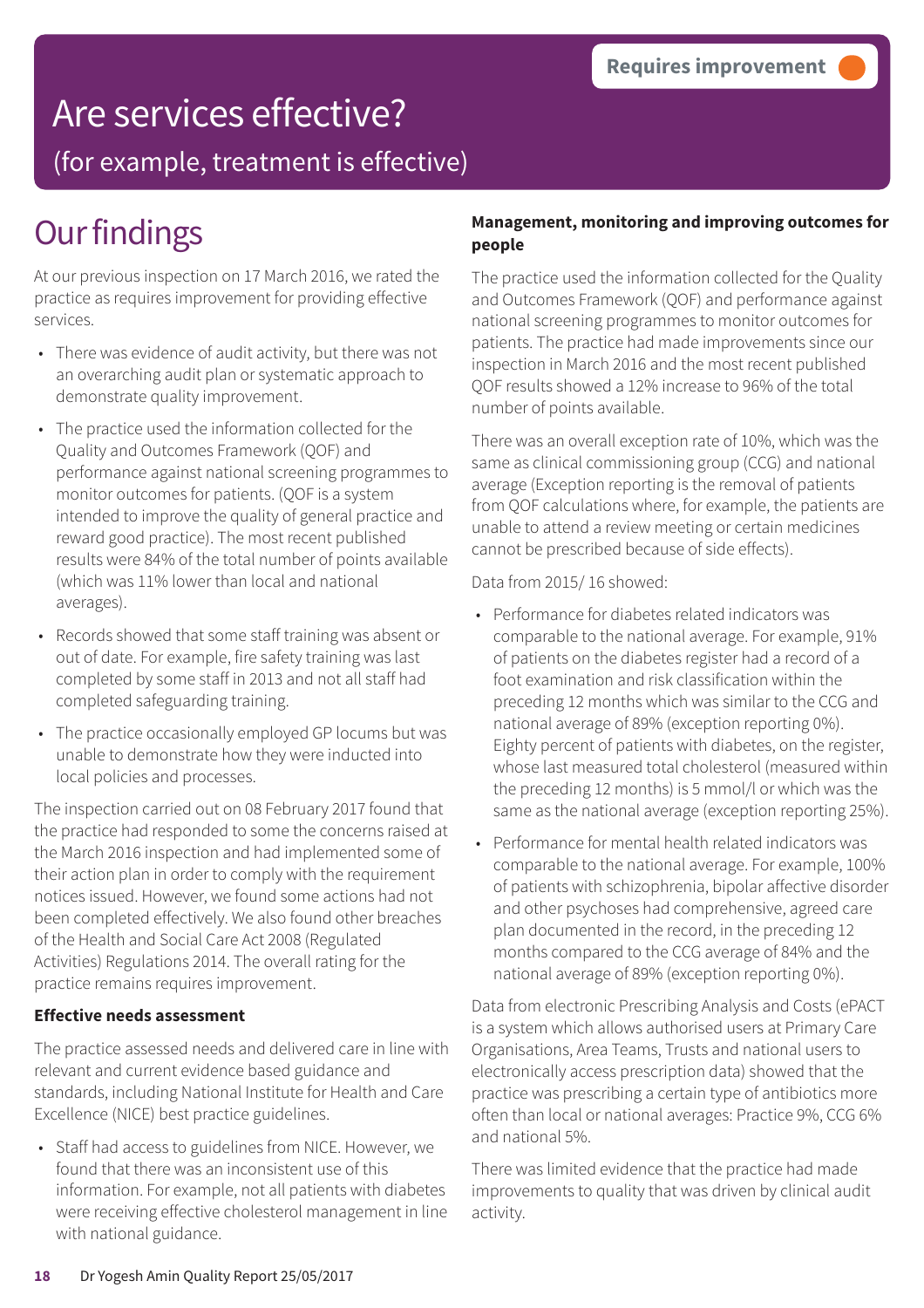Requires improvement

# Are services effective?

(for example, treatment is effective)

## Our findings

At our previous inspection on 17 March 2016, we rated the practice as requires improvement for providing effective services.

- There was evidence of audit activity, but there was not an overarching audit plan or systematic approach to demonstrate quality improvement.
- The practice used the information collected for the Quality and Outcomes Framework (QOF) and performance against national screening programmes to monitor outcomes for patients. (QOF is a system intended to improve the quality of general practice and reward good practice). The most recent published results were 84% of the total number of points available (which was 11% lower than local and national averages).
- Records showed that some staff training was absent or out of date. For example, fire safety training was last completed by some staff in 2013 and not all staff had completed safeguarding training.
- The practice occasionally employed GP locums but was unable to demonstrate how they were inducted into local policies and processes.

The inspection carried out on 08 February 2017 found that the practice had responded to some the concerns raised at the March 2016 inspection and had implemented some of their action plan in order to comply with the requirement notices issued. However, we found some actions had not been completed effectively. We also found other breaches of the Health and Social Care Act 2008 (Regulated Activities) Regulations 2014. The overall rating for the practice remains requires improvement.

**Effective needs assessment**

The practice assessed needs and delivered care in line with relevant and current evidence based guidance and standards, including National Institute for Health and Care Excellence (NICE) best practice guidelines.

- Staff had access to guidelines from NICE. However, we found that there was an inconsistent use of this information. For example, not all patients with diabetes were receiving effective cholesterol management in line with national guidance.

**Management, monitoring and improving outcomes for people**

The practice used the information collected for the Quality and Outcomes Framework (QOF) and performance against national screening programmes to monitor outcomes for patients. The practice had made improvements since our inspection in March 2016 and the most recent published QOF results showed a 12% increase to 96% of the total number of points available.

There was an overall exception rate of 10%, which was the same as clinical commissioning group (CCG) and national average (Exception reporting is the removal of patients from QOF calculations where, for example, the patients are unable to attend a review meeting or certain medicines cannot be prescribed because of side effects).

Data from 2015/ 16 showed:

- Performance for diabetes related indicators was comparable to the national average. For example, 91% of patients on the diabetes register had a record of a foot examination and risk classification within the preceding 12 months which was similar to the CCG and national average of 89% (exception reporting 0%). Eighty percent of patients with diabetes, on the register, whose last measured total cholesterol (measured within the preceding 12 months) is 5 mmol/l or which was the same as the national average (exception reporting 25%).
- Performance for mental health related indicators was comparable to the national average. For example, 100% of patients with schizophrenia, bipolar affective disorder and other psychoses had comprehensive, agreed care plan documented in the record, in the preceding 12 months compared to the CCG average of 84% and the national average of 89% (exception reporting 0%).

Data from electronic Prescribing Analysis and Costs (ePACT is a system which allows authorised users at Primary Care Organisations, Area Teams, Trusts and national users to electronically access prescription data) showed that the practice was prescribing a certain type of antibiotics more often than local or national averages: Practice 9%, CCG 6% and national 5%.

There was limited evidence that the practice had made improvements to quality that was driven by clinical audit activity.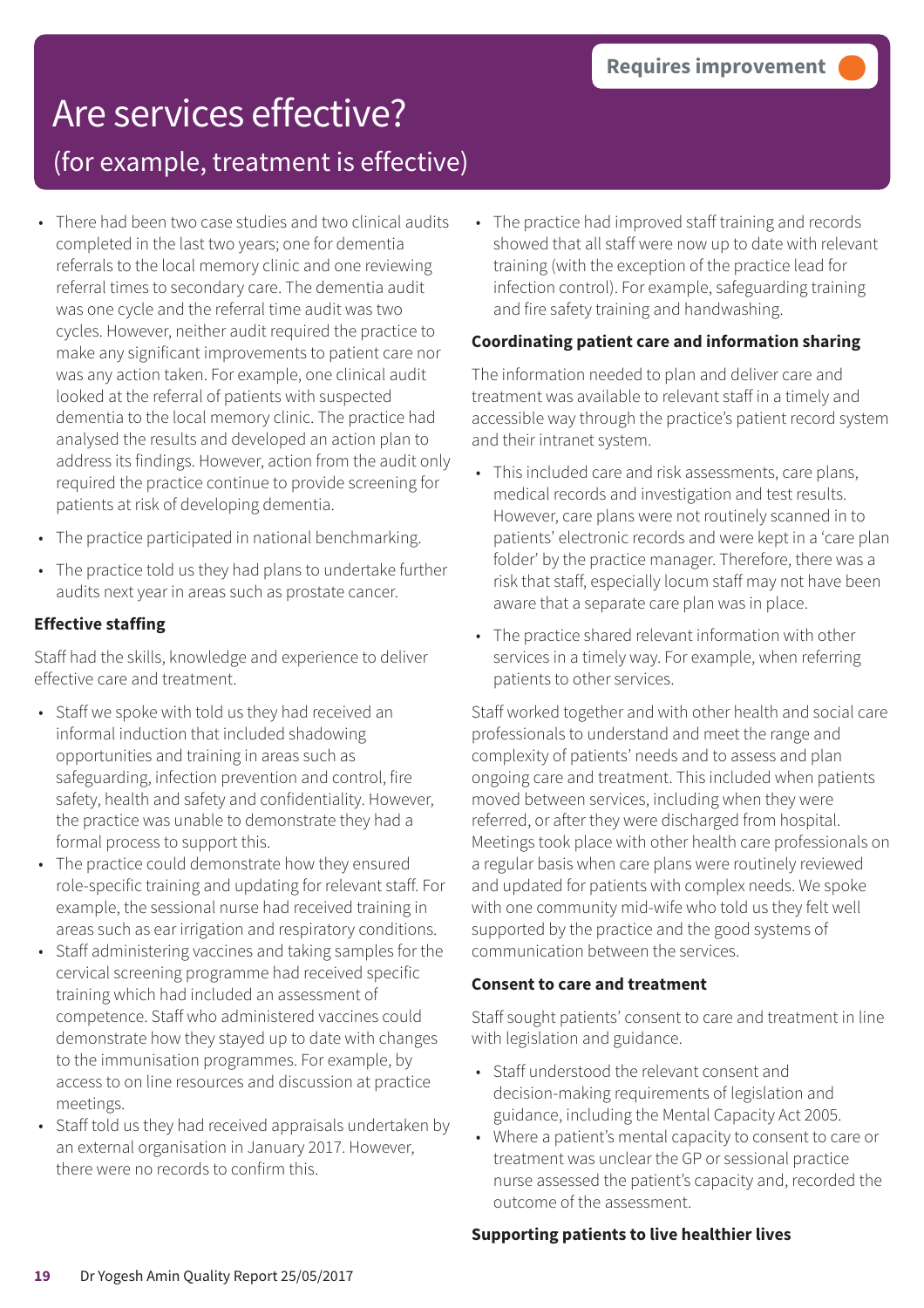Requires improvement

# Are services effective?

## (for example, treatment is effective)

- There had been two case studies and two clinical audits completed in the last two years; one for dementia referrals to the local memory clinic and one reviewing referral times to secondary care. The dementia audit was one cycle and the referral time audit was two cycles. However, neither audit required the practice to make any significant improvements to patient care nor was any action taken. For example, one clinical audit looked at the referral of patients with suspected dementia to the local memory clinic. The practice had analysed the results and developed an action plan to address its findings. However, action from the audit only required the practice continue to provide screening for patients at risk of developing dementia.
- The practice participated in national benchmarking.
- The practice told us they had plans to undertake further audits next year in areas such as prostate cancer.

**Effective staffing**

Staff had the skills, knowledge and experience to deliver effective care and treatment.

- Staff we spoke with told us they had received an informal induction that included shadowing opportunities and training in areas such as safeguarding, infection prevention and control, fire safety, health and safety and confidentiality. However, the practice was unable to demonstrate they had a formal process to support this.
- The practice could demonstrate how they ensured role-specific training and updating for relevant staff. For example, the sessional nurse had received training in areas such as ear irrigation and respiratory conditions.
- Staff administering vaccines and taking samples for the cervical screening programme had received specific training which had included an assessment of competence. Staff who administered vaccines could demonstrate how they stayed up to date with changes to the immunisation programmes. For example, by access to on line resources and discussion at practice meetings.
- Staff told us they had received appraisals undertaken by an external organisation in January 2017. However, there were no records to confirm this.
- The practice had improved staff training and records showed that all staff were now up to date with relevant training (with the exception of the practice lead for infection control). For example, safeguarding training and fire safety training and handwashing.

**Coordinating patient care and information sharing**

The information needed to plan and deliver care and treatment was available to relevant staff in a timely and accessible way through the practice's patient record system and their intranet system.

- This included care and risk assessments, care plans, medical records and investigation and test results. However, care plans were not routinely scanned in to patients' electronic records and were kept in a 'care plan folder' by the practice manager. Therefore, there was a risk that staff, especially locum staff may not have been aware that a separate care plan was in place.
- The practice shared relevant information with other services in a timely way. For example, when referring patients to other services.

Staff worked together and with other health and social care professionals to understand and meet the range and complexity of patients' needs and to assess and plan ongoing care and treatment. This included when patients moved between services, including when they were referred, or after they were discharged from hospital. Meetings took place with other health care professionals on a regular basis when care plans were routinely reviewed and updated for patients with complex needs. We spoke with one community mid-wife who told us they felt well supported by the practice and the good systems of communication between the services.

**Consent to care and treatment**

Staff sought patients' consent to care and treatment in line with legislation and guidance.

- Staff understood the relevant consent and decision-making requirements of legislation and guidance, including the Mental Capacity Act 2005.
- Where a patient's mental capacity to consent to care or treatment was unclear the GP or sessional practice nurse assessed the patient's capacity and, recorded the outcome of the assessment.

**Supporting patients to live healthier lives**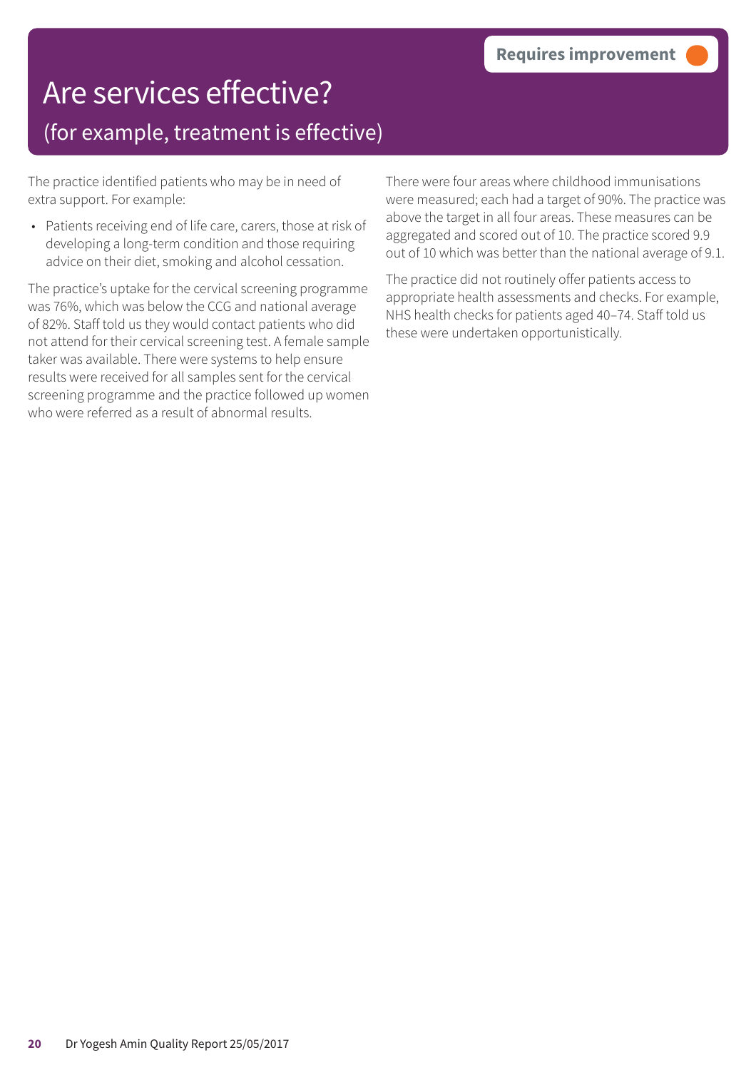Requires improvement

# Are services effective?

## (for example, treatment is effective)

The practice identified patients who may be in need of extra support. For example:

- Patients receiving end of life care, carers, those at risk of developing a long-term condition and those requiring advice on their diet, smoking and alcohol cessation.

The practice's uptake for the cervical screening programme was 76%, which was below the CCG and national average of 82%. Staff told us they would contact patients who did not attend for their cervical screening test. A female sample taker was available. There were systems to help ensure results were received for all samples sent for the cervical screening programme and the practice followed up women who were referred as a result of abnormal results.

There were four areas where childhood immunisations were measured; each had a target of 90%. The practice was above the target in all four areas. These measures can be aggregated and scored out of 10. The practice scored 9.9 out of 10 which was better than the national average of 9.1.

The practice did not routinely offer patients access to appropriate health assessments and checks. For example, NHS health checks for patients aged 40–74. Staff told us these were undertaken opportunistically.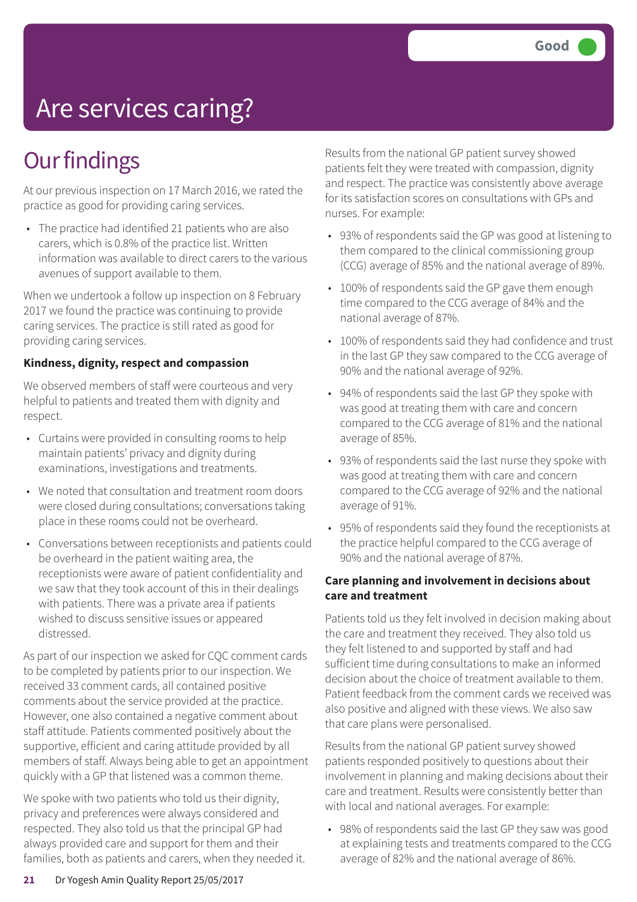Good

# Are services caring?

## Our findings

At our previous inspection on 17 March 2016, we rated the practice as good for providing caring services.

- The practice had identified 21 patients who are also carers, which is 0.8% of the practice list. Written information was available to direct carers to the various avenues of support available to them.

When we undertook a follow up inspection on 8 February 2017 we found the practice was continuing to provide caring services. The practice is still rated as good for providing caring services.

**Kindness, dignity, respect and compassion**

We observed members of staff were courteous and very helpful to patients and treated them with dignity and respect.

- Curtains were provided in consulting rooms to help maintain patients' privacy and dignity during examinations, investigations and treatments.
- We noted that consultation and treatment room doors were closed during consultations; conversations taking place in these rooms could not be overheard.
- Conversations between receptionists and patients could be overheard in the patient waiting area, the receptionists were aware of patient confidentiality and we saw that they took account of this in their dealings with patients. There was a private area if patients wished to discuss sensitive issues or appeared distressed.

As part of our inspection we asked for CQC comment cards to be completed by patients prior to our inspection. We received 33 comment cards, all contained positive comments about the service provided at the practice. However, one also contained a negative comment about staff attitude. Patients commented positively about the supportive, efficient and caring attitude provided by all members of staff. Always being able to get an appointment quickly with a GP that listened was a common theme.

We spoke with two patients who told us their dignity, privacy and preferences were always considered and respected. They also told us that the principal GP had always provided care and support for them and their families, both as patients and carers, when they needed it.

Results from the national GP patient survey showed patients felt they were treated with compassion, dignity and respect. The practice was consistently above average for its satisfaction scores on consultations with GPs and nurses. For example:

- 93% of respondents said the GP was good at listening to them compared to the clinical commissioning group (CCG) average of 85% and the national average of 89%.
- 100% of respondents said the GP gave them enough time compared to the CCG average of 84% and the national average of 87%.
- 100% of respondents said they had confidence and trust in the last GP they saw compared to the CCG average of 90% and the national average of 92%.
- 94% of respondents said the last GP they spoke with was good at treating them with care and concern compared to the CCG average of 81% and the national average of 85%.
- 93% of respondents said the last nurse they spoke with was good at treating them with care and concern compared to the CCG average of 92% and the national average of 91%.
- 95% of respondents said they found the receptionists at the practice helpful compared to the CCG average of 90% and the national average of 87%.

**Care planning and involvement in decisions about care and treatment**

Patients told us they felt involved in decision making about the care and treatment they received. They also told us they felt listened to and supported by staff and had sufficient time during consultations to make an informed decision about the choice of treatment available to them. Patient feedback from the comment cards we received was also positive and aligned with these views. We also saw that care plans were personalised.

Results from the national GP patient survey showed patients responded positively to questions about their involvement in planning and making decisions about their care and treatment. Results were consistently better than with local and national averages. For example:

- 98% of respondents said the last GP they saw was good at explaining tests and treatments compared to the CCG average of 82% and the national average of 86%.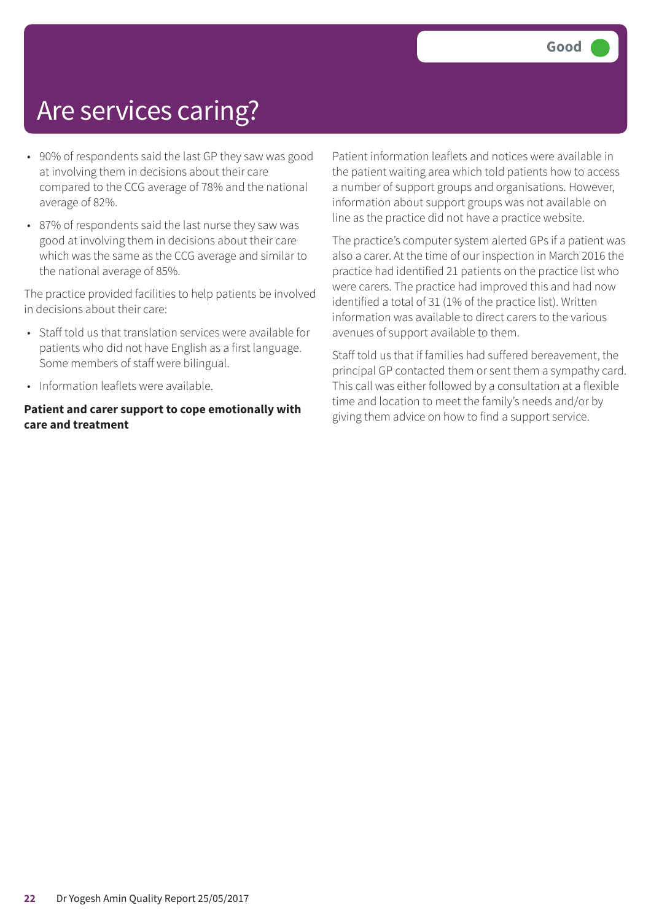# Are services caring?

Good

- 90% of respondents said the last GP they saw was good at involving them in decisions about their care compared to the CCG average of 78% and the national average of 82%.
- 87% of respondents said the last nurse they saw was good at involving them in decisions about their care which was the same as the CCG average and similar to the national average of 85%.

The practice provided facilities to help patients be involved in decisions about their care:

- Staff told us that translation services were available for patients who did not have English as a first language. Some members of staff were bilingual.
- Information leaflets were available.

**Patient and carer support to cope emotionally with care and treatment**

Patient information leaflets and notices were available in the patient waiting area which told patients how to access a number of support groups and organisations. However, information about support groups was not available on line as the practice did not have a practice website.

The practice's computer system alerted GPs if a patient was also a carer. At the time of our inspection in March 2016 the practice had identified 21 patients on the practice list who were carers. The practice had improved this and had now identified a total of 31 (1% of the practice list). Written information was available to direct carers to the various avenues of support available to them.

Staff told us that if families had suffered bereavement, the principal GP contacted them or sent them a sympathy card. This call was either followed by a consultation at a flexible time and location to meet the family's needs and/or by giving them advice on how to find a support service.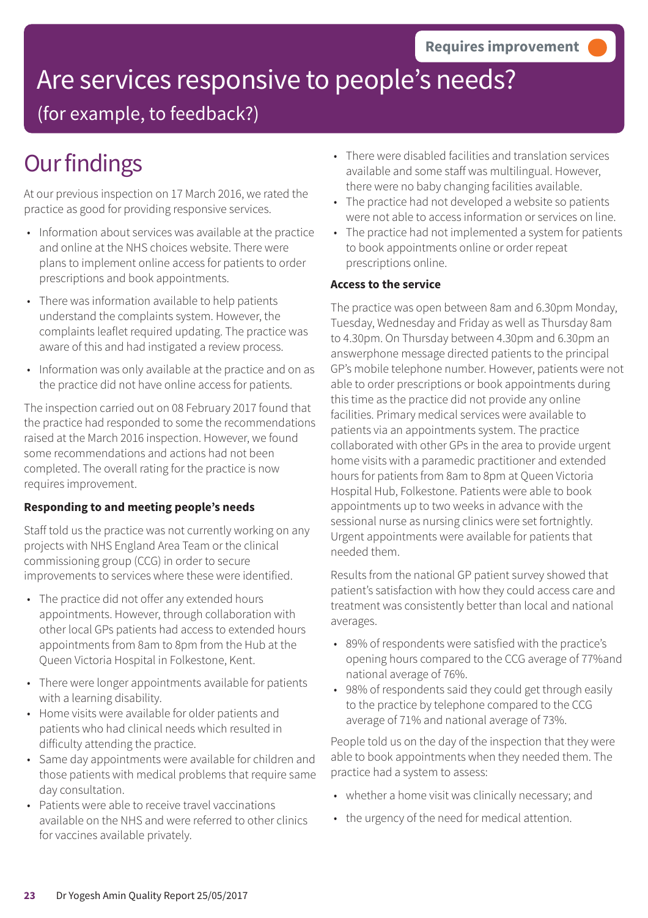Requires improvement

# Are services responsive to people's needs?

## (for example, to feedback?)

# Our findings

At our previous inspection on 17 March 2016, we rated the practice as good for providing responsive services.

- Information about services was available at the practice and online at the NHS choices website. There were plans to implement online access for patients to order prescriptions and book appointments.
- There was information available to help patients understand the complaints system. However, the complaints leaflet required updating. The practice was aware of this and had instigated a review process.
- Information was only available at the practice and on as the practice did not have online access for patients.

The inspection carried out on 08 February 2017 found that the practice had responded to some the recommendations raised at the March 2016 inspection. However, we found some recommendations and actions had not been completed. The overall rating for the practice is now requires improvement.

**Responding to and meeting people's needs**

Staff told us the practice was not currently working on any projects with NHS England Area Team or the clinical commissioning group (CCG) in order to secure improvements to services where these were identified.

- The practice did not offer any extended hours appointments. However, through collaboration with other local GPs patients had access to extended hours appointments from 8am to 8pm from the Hub at the Queen Victoria Hospital in Folkestone, Kent.
- There were longer appointments available for patients with a learning disability.
- Home visits were available for older patients and patients who had clinical needs which resulted in difficulty attending the practice.
- Same day appointments were available for children and those patients with medical problems that require same day consultation.
- Patients were able to receive travel vaccinations available on the NHS and were referred to other clinics for vaccines available privately.
- There were disabled facilities and translation services available and some staff was multilingual. However, there were no baby changing facilities available.
- The practice had not developed a website so patients were not able to access information or services on line.
- The practice had not implemented a system for patients to book appointments online or order repeat prescriptions online.

**Access to the service**

The practice was open between 8am and 6.30pm Monday, Tuesday, Wednesday and Friday as well as Thursday 8am to 4.30pm. On Thursday between 4.30pm and 6.30pm an answerphone message directed patients to the principal GP's mobile telephone number. However, patients were not able to order prescriptions or book appointments during this time as the practice did not provide any online facilities. Primary medical services were available to patients via an appointments system. The practice collaborated with other GPs in the area to provide urgent home visits with a paramedic practitioner and extended hours for patients from 8am to 8pm at Queen Victoria Hospital Hub, Folkestone. Patients were able to book appointments up to two weeks in advance with the sessional nurse as nursing clinics were set fortnightly. Urgent appointments were available for patients that needed them.

Results from the national GP patient survey showed that patient's satisfaction with how they could access care and treatment was consistently better than local and national averages.

- 89% of respondents were satisfied with the practice's opening hours compared to the CCG average of 77%and national average of 76%.
- 98% of respondents said they could get through easily to the practice by telephone compared to the CCG average of 71% and national average of 73%.

People told us on the day of the inspection that they were able to book appointments when they needed them. The practice had a system to assess:

- whether a home visit was clinically necessary; and
- the urgency of the need for medical attention.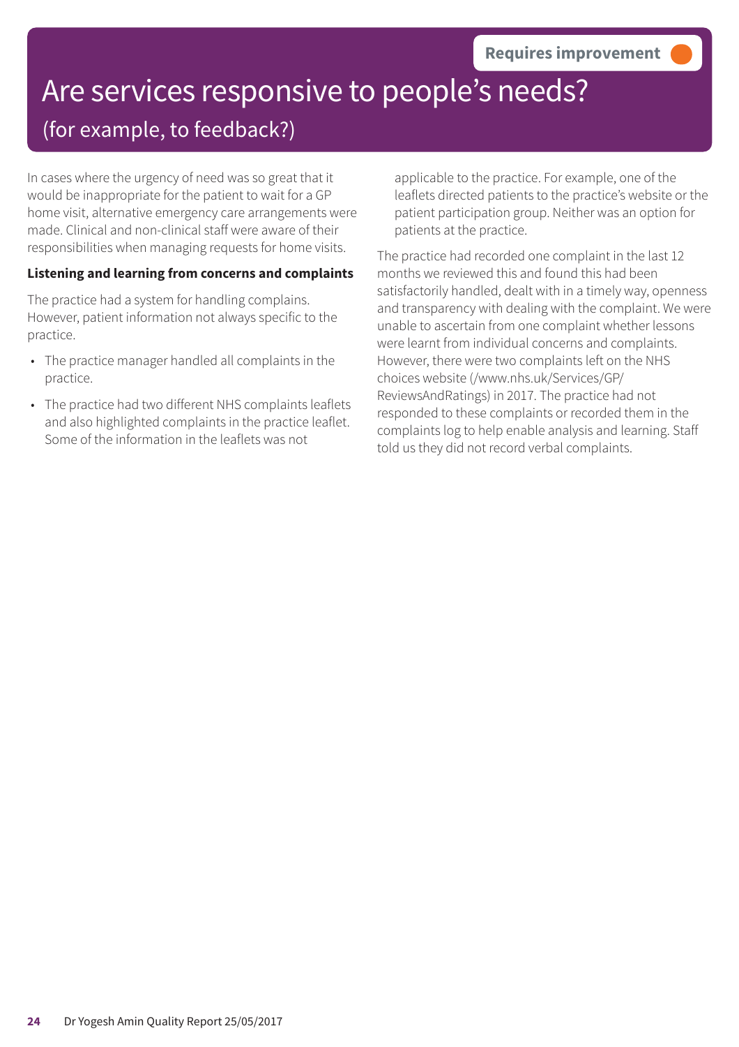Requires improvement

# Are services responsive to people's needs?

## (for example, to feedback?)

In cases where the urgency of need was so great that it would be inappropriate for the patient to wait for a GP home visit, alternative emergency care arrangements were made. Clinical and non-clinical staff were aware of their responsibilities when managing requests for home visits.

**Listening and learning from concerns and complaints**

The practice had a system for handling complains. However, patient information not always specific to the practice.

- The practice manager handled all complaints in the practice.
- The practice had two different NHS complaints leaflets and also highlighted complaints in the practice leaflet. Some of the information in the leaflets was not applicable to the practice. For example, one of the leaflets directed patients to the practice's website or the patient participation group. Neither was an option for patients at the practice.

The practice had recorded one complaint in the last 12 months we reviewed this and found this had been satisfactorily handled, dealt with in a timely way, openness and transparency with dealing with the complaint. We were unable to ascertain from one complaint whether lessons were learnt from individual concerns and complaints. However, there were two complaints left on the NHS choices website (/www.nhs.uk/Services/GP/ReviewsAndRatings) in 2017. The practice had not responded to these complaints or recorded them in the complaints log to help enable analysis and learning. Staff told us they did not record verbal complaints.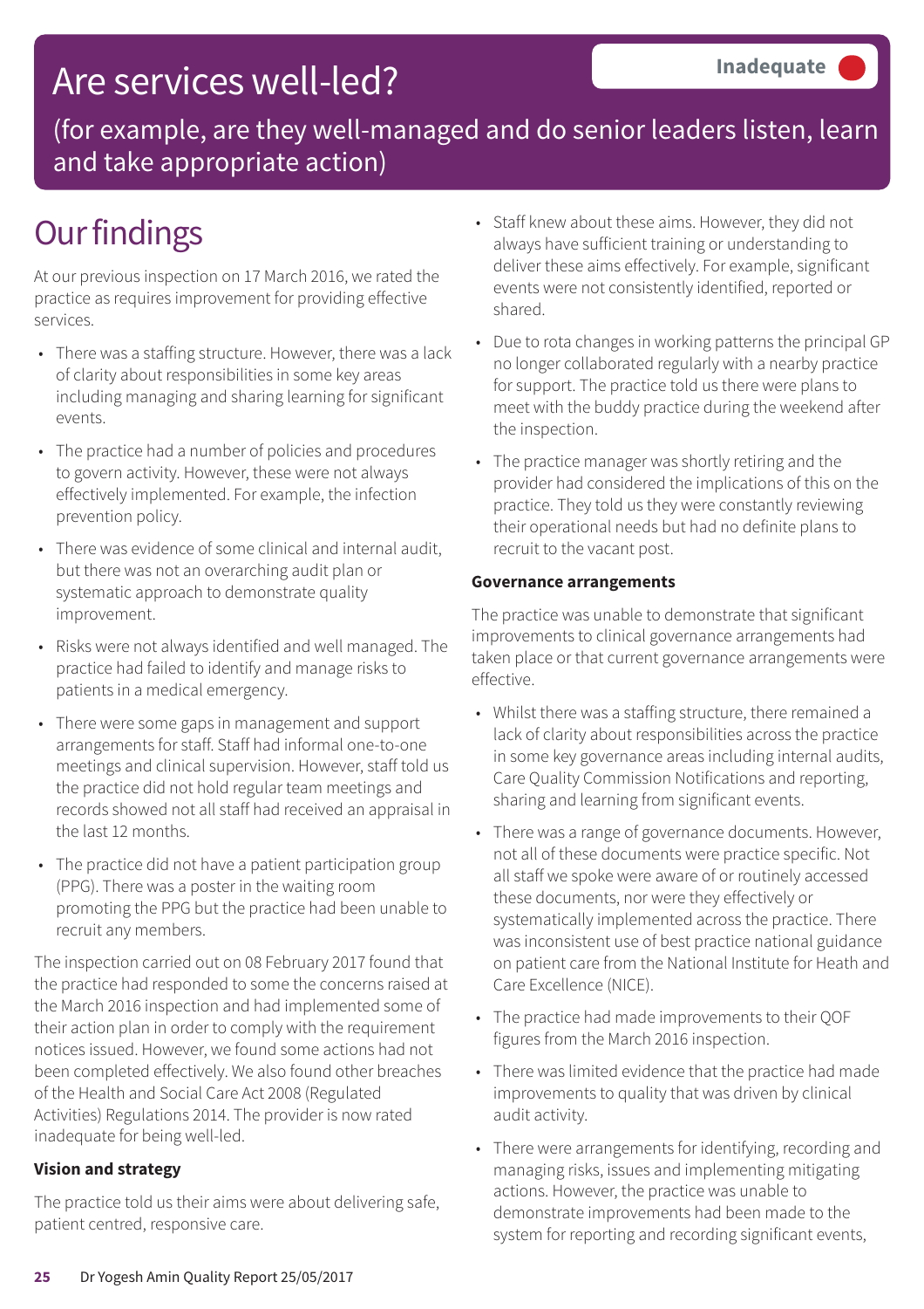# Are services well-led?

**Inadequate**

(for example, are they well-managed and do senior leaders listen, learn and take appropriate action)

## Our findings

At our previous inspection on 17 March 2016, we rated the practice as requires improvement for providing effective services.

- There was a staffing structure. However, there was a lack of clarity about responsibilities in some key areas including managing and sharing learning for significant events.
- The practice had a number of policies and procedures to govern activity. However, these were not always effectively implemented. For example, the infection prevention policy.
- There was evidence of some clinical and internal audit, but there was not an overarching audit plan or systematic approach to demonstrate quality improvement.
- Risks were not always identified and well managed. The practice had failed to identify and manage risks to patients in a medical emergency.
- There were some gaps in management and support arrangements for staff. Staff had informal one-to-one meetings and clinical supervision. However, staff told us the practice did not hold regular team meetings and records showed not all staff had received an appraisal in the last 12 months.
- The practice did not have a patient participation group (PPG). There was a poster in the waiting room promoting the PPG but the practice had been unable to recruit any members.

The inspection carried out on 08 February 2017 found that the practice had responded to some the concerns raised at the March 2016 inspection and had implemented some of their action plan in order to comply with the requirement notices issued. However, we found some actions had not been completed effectively. We also found other breaches of the Health and Social Care Act 2008 (Regulated Activities) Regulations 2014. The provider is now rated inadequate for being well-led.

**Vision and strategy**

The practice told us their aims were about delivering safe, patient centred, responsive care.

- Staff knew about these aims. However, they did not always have sufficient training or understanding to deliver these aims effectively. For example, significant events were not consistently identified, reported or shared.
- Due to rota changes in working patterns the principal GP no longer collaborated regularly with a nearby practice for support. The practice told us there were plans to meet with the buddy practice during the weekend after the inspection.
- The practice manager was shortly retiring and the provider had considered the implications of this on the practice. They told us they were constantly reviewing their operational needs but had no definite plans to recruit to the vacant post.

**Governance arrangements**

The practice was unable to demonstrate that significant improvements to clinical governance arrangements had taken place or that current governance arrangements were effective.

- Whilst there was a staffing structure, there remained a lack of clarity about responsibilities across the practice in some key governance areas including internal audits, Care Quality Commission Notifications and reporting, sharing and learning from significant events.
- There was a range of governance documents. However, not all of these documents were practice specific. Not all staff we spoke were aware of or routinely accessed these documents, nor were they effectively or systematically implemented across the practice. There was inconsistent use of best practice national guidance on patient care from the National Institute for Heath and Care Excellence (NICE).
- The practice had made improvements to their QOF figures from the March 2016 inspection.
- There was limited evidence that the practice had made improvements to quality that was driven by clinical audit activity.
- There were arrangements for identifying, recording and managing risks, issues and implementing mitigating actions. However, the practice was unable to demonstrate improvements had been made to the system for reporting and recording significant events,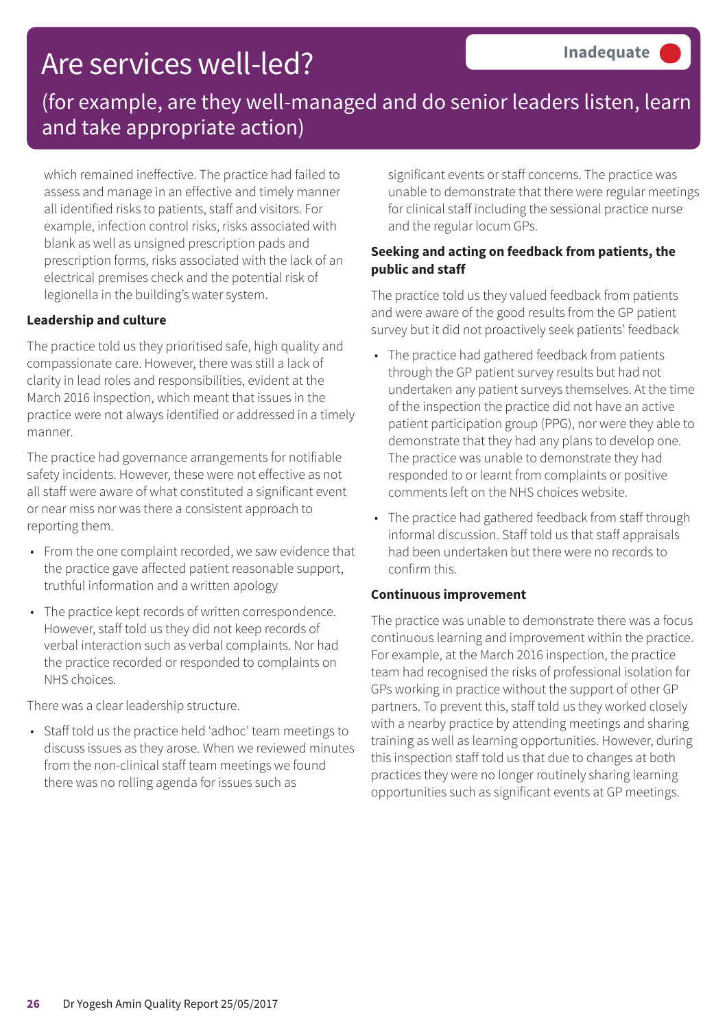# Are services well-led?

**Inadequate**

## (for example, are they well-managed and do senior leaders listen, learn and take appropriate action)

which remained ineffective. The practice had failed to assess and manage in an effective and timely manner all identified risks to patients, staff and visitors. For example, infection control risks, risks associated with blank as well as unsigned prescription pads and prescription forms, risks associated with the lack of an electrical premises check and the potential risk of legionella in the building's water system.

**Leadership and culture**

The practice told us they prioritised safe, high quality and compassionate care. However, there was still a lack of clarity in lead roles and responsibilities, evident at the March 2016 inspection, which meant that issues in the practice were not always identified or addressed in a timely manner.

The practice had governance arrangements for notifiable safety incidents. However, these were not effective as not all staff were aware of what constituted a significant event or near miss nor was there a consistent approach to reporting them.

- From the one complaint recorded, we saw evidence that the practice gave affected patient reasonable support, truthful information and a written apology
- The practice kept records of written correspondence. However, staff told us they did not keep records of verbal interaction such as verbal complaints. Nor had the practice recorded or responded to complaints on NHS choices.

There was a clear leadership structure.

- Staff told us the practice held 'adhoc' team meetings to discuss issues as they arose. When we reviewed minutes from the non-clinical staff team meetings we found there was no rolling agenda for issues such as significant events or staff concerns. The practice was unable to demonstrate that there were regular meetings for clinical staff including the sessional practice nurse and the regular locum GPs.

**Seeking and acting on feedback from patients, the public and staff**

The practice told us they valued feedback from patients and were aware of the good results from the GP patient survey but it did not proactively seek patients' feedback

- The practice had gathered feedback from patients through the GP patient survey results but had not undertaken any patient surveys themselves. At the time of the inspection the practice did not have an active patient participation group (PPG), nor were they able to demonstrate that they had any plans to develop one. The practice was unable to demonstrate they had responded to or learnt from complaints or positive comments left on the NHS choices website.
- The practice had gathered feedback from staff through informal discussion. Staff told us that staff appraisals had been undertaken but there were no records to confirm this.

**Continuous improvement**

The practice was unable to demonstrate there was a focus continuous learning and improvement within the practice. For example, at the March 2016 inspection, the practice team had recognised the risks of professional isolation for GPs working in practice without the support of other GP partners. To prevent this, staff told us they worked closely with a nearby practice by attending meetings and sharing training as well as learning opportunities. However, during this inspection staff told us that due to changes at both practices they were no longer routinely sharing learning opportunities such as significant events at GP meetings.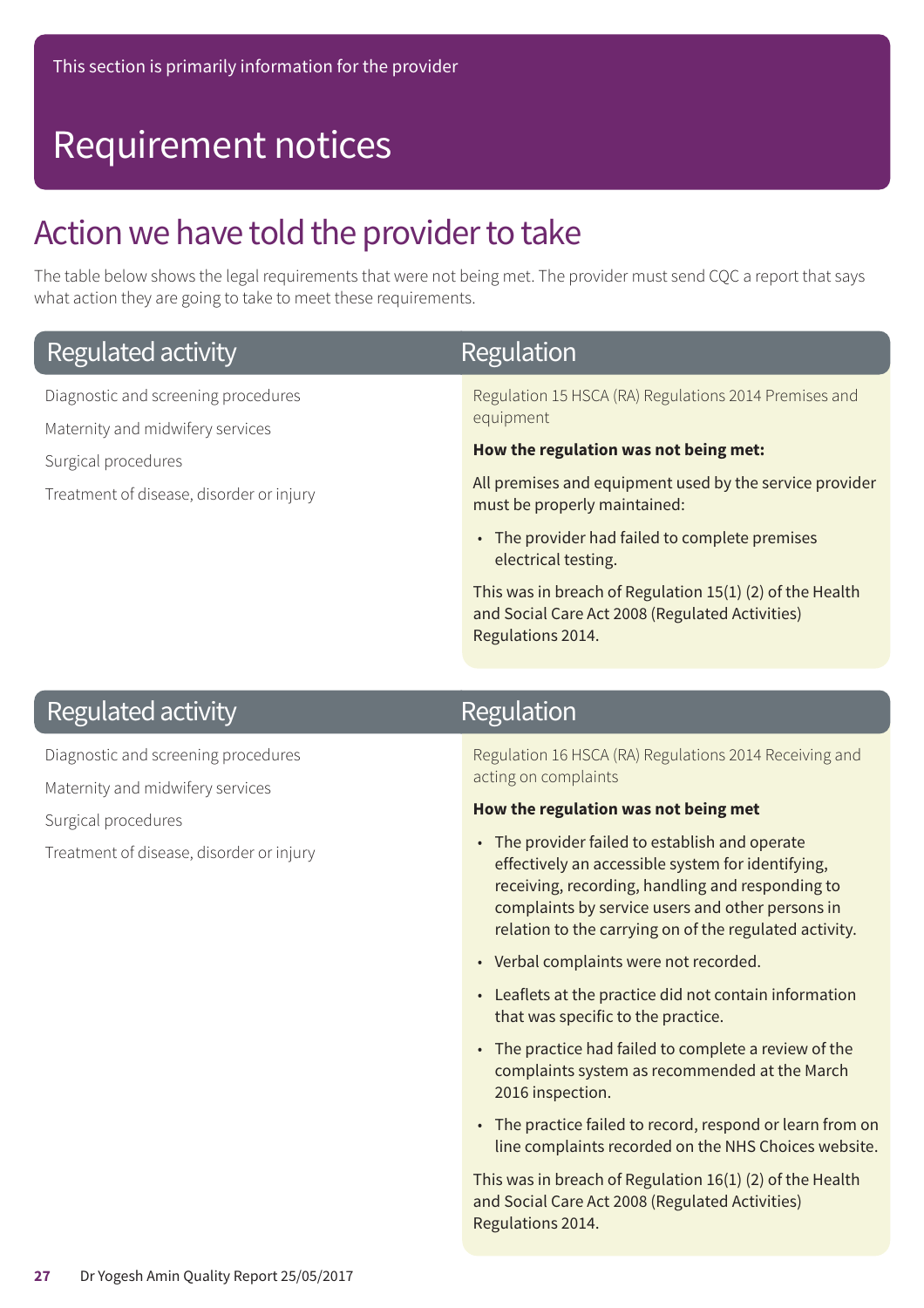This section is primarily information for the provider

# Requirement notices

## Action we have told the provider to take

The table below shows the legal requirements that were not being met. The provider must send CQC a report that says what action they are going to take to meet these requirements.

| Regulated activity | Regulation |
| --- | --- |
| Diagnostic and screening procedures<br>Maternity and midwifery services<br>Surgical procedures<br>Treatment of disease, disorder or injury | Regulation 15 HSCA (RA) Regulations 2014 Premises and equipment<br><br>**How the regulation was not being met:**<br><br>All premises and equipment used by the service provider must be properly maintained:<br><br>• The provider had failed to complete premises electrical testing.<br><br>This was in breach of Regulation 15(1) (2) of the Health and Social Care Act 2008 (Regulated Activities) Regulations 2014. |

| Regulated activity | Regulation |
| --- | --- |
| Diagnostic and screening procedures<br>Maternity and midwifery services<br>Surgical procedures<br>Treatment of disease, disorder or injury | Regulation 16 HSCA (RA) Regulations 2014 Receiving and acting on complaints<br><br>**How the regulation was not being met**<br><br>• The provider failed to establish and operate effectively an accessible system for identifying, receiving, recording, handling and responding to complaints by service users and other persons in relation to the carrying on of the regulated activity.<br>• Verbal complaints were not recorded.<br>• Leaflets at the practice did not contain information that was specific to the practice.<br>• The practice had failed to complete a review of the complaints system as recommended at the March 2016 inspection.<br>• The practice failed to record, respond or learn from on line complaints recorded on the NHS Choices website.<br><br>This was in breach of Regulation 16(1) (2) of the Health and Social Care Act 2008 (Regulated Activities) Regulations 2014. |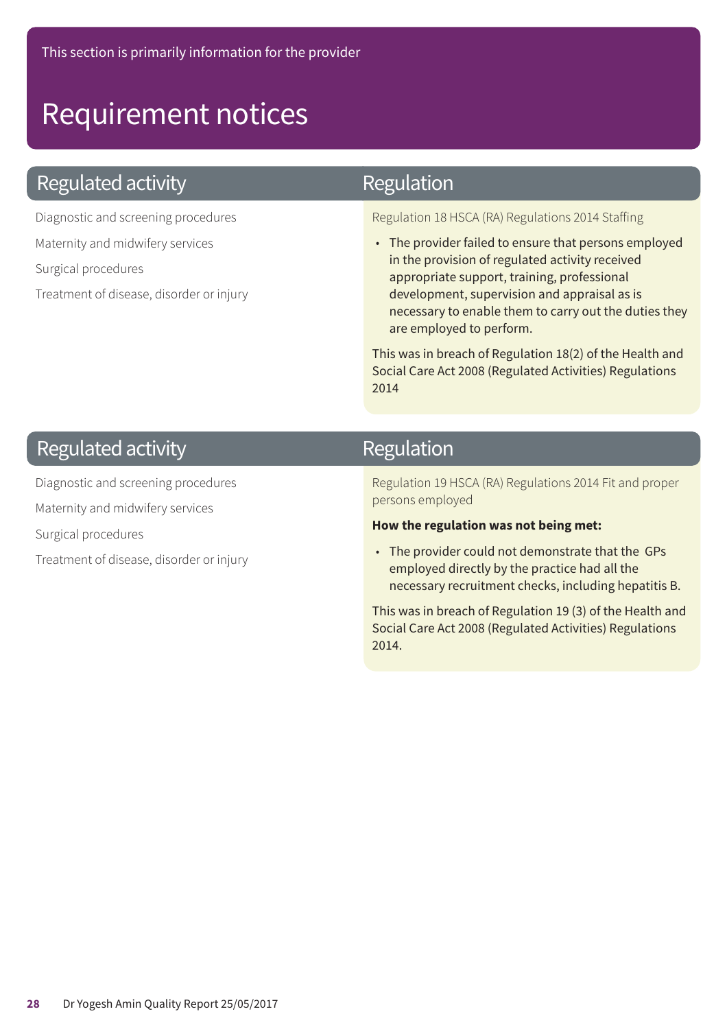This section is primarily information for the provider

# Requirement notices

| Regulated activity | Regulation |
| --- | --- |
| Diagnostic and screening procedures<br>Maternity and midwifery services<br>Surgical procedures<br>Treatment of disease, disorder or injury | Regulation 18 HSCA (RA) Regulations 2014 Staffing<br><br>• The provider failed to ensure that persons employed in the provision of regulated activity received appropriate support, training, professional development, supervision and appraisal as is necessary to enable them to carry out the duties they are employed to perform.<br><br>This was in breach of Regulation 18(2) of the Health and Social Care Act 2008 (Regulated Activities) Regulations 2014 |

| Regulated activity | Regulation |
| --- | --- |
| Diagnostic and screening procedures<br>Maternity and midwifery services<br>Surgical procedures<br>Treatment of disease, disorder or injury | Regulation 19 HSCA (RA) Regulations 2014 Fit and proper persons employed<br><br>**How the regulation was not being met:**<br><br>• The provider could not demonstrate that the GPs employed directly by the practice had all the necessary recruitment checks, including hepatitis B.<br><br>This was in breach of Regulation 19 (3) of the Health and Social Care Act 2008 (Regulated Activities) Regulations 2014. |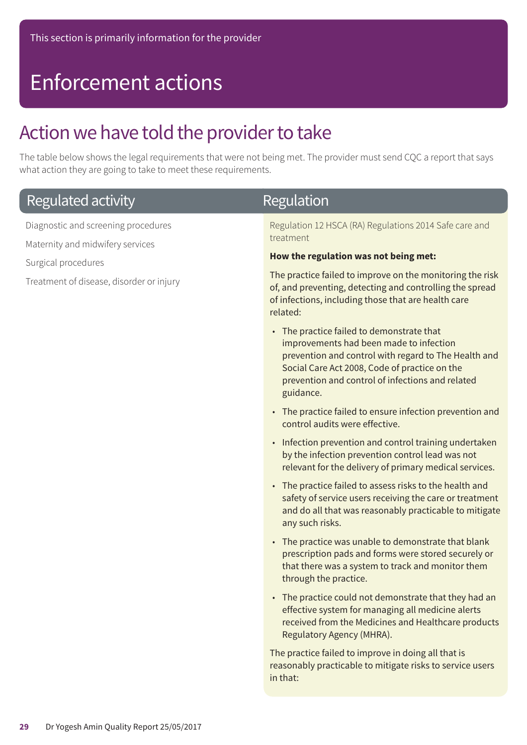This section is primarily information for the provider

# Enforcement actions

## Action we have told the provider to take

The table below shows the legal requirements that were not being met. The provider must send CQC a report that says what action they are going to take to meet these requirements.

| Regulated activity | Regulation |
|---|---|
| Diagnostic and screening procedures<br>Maternity and midwifery services<br>Surgical procedures<br>Treatment of disease, disorder or injury | Regulation 12 HSCA (RA) Regulations 2014 Safe care and treatment<br><br>**How the regulation was not being met:**<br><br>The practice failed to improve on the monitoring the risk of, and preventing, detecting and controlling the spread of infections, including those that are health care related:<br><br>• The practice failed to demonstrate that improvements had been made to infection prevention and control with regard to The Health and Social Care Act 2008, Code of practice on the prevention and control of infections and related guidance.<br>• The practice failed to ensure infection prevention and control audits were effective.<br>• Infection prevention and control training undertaken by the infection prevention control lead was not relevant for the delivery of primary medical services.<br>• The practice failed to assess risks to the health and safety of service users receiving the care or treatment and do all that was reasonably practicable to mitigate any such risks.<br>• The practice was unable to demonstrate that blank prescription pads and forms were stored securely or that there was a system to track and monitor them through the practice.<br>• The practice could not demonstrate that they had an effective system for managing all medicine alerts received from the Medicines and Healthcare products Regulatory Agency (MHRA).<br><br>The practice failed to improve in doing all that is reasonably practicable to mitigate risks to service users in that: |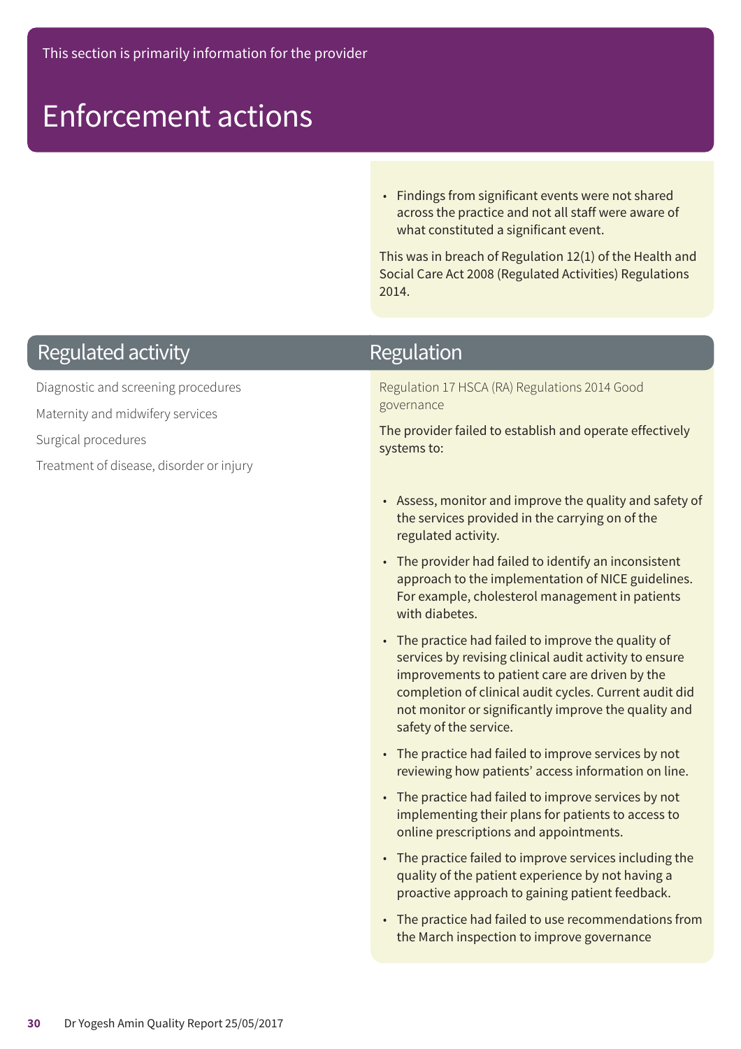This section is primarily information for the provider

# Enforcement actions

- Findings from significant events were not shared across the practice and not all staff were aware of what constituted a significant event.

This was in breach of Regulation 12(1) of the Health and Social Care Act 2008 (Regulated Activities) Regulations 2014.

| Regulated activity | Regulation |
| --- | --- |
| Diagnostic and screening procedures<br>Maternity and midwifery services<br>Surgical procedures<br>Treatment of disease, disorder or injury | Regulation 17 HSCA (RA) Regulations 2014 Good governance<br><br>The provider failed to establish and operate effectively systems to:<br><br>• Assess, monitor and improve the quality and safety of the services provided in the carrying on of the regulated activity.<br>• The provider had failed to identify an inconsistent approach to the implementation of NICE guidelines. For example, cholesterol management in patients with diabetes.<br>• The practice had failed to improve the quality of services by revising clinical audit activity to ensure improvements to patient care are driven by the completion of clinical audit cycles. Current audit did not monitor or significantly improve the quality and safety of the service.<br>• The practice had failed to improve services by not reviewing how patients' access information on line.<br>• The practice had failed to improve services by not implementing their plans for patients to access to online prescriptions and appointments.<br>• The practice failed to improve services including the quality of the patient experience by not having a proactive approach to gaining patient feedback.<br>• The practice had failed to use recommendations from the March inspection to improve governance |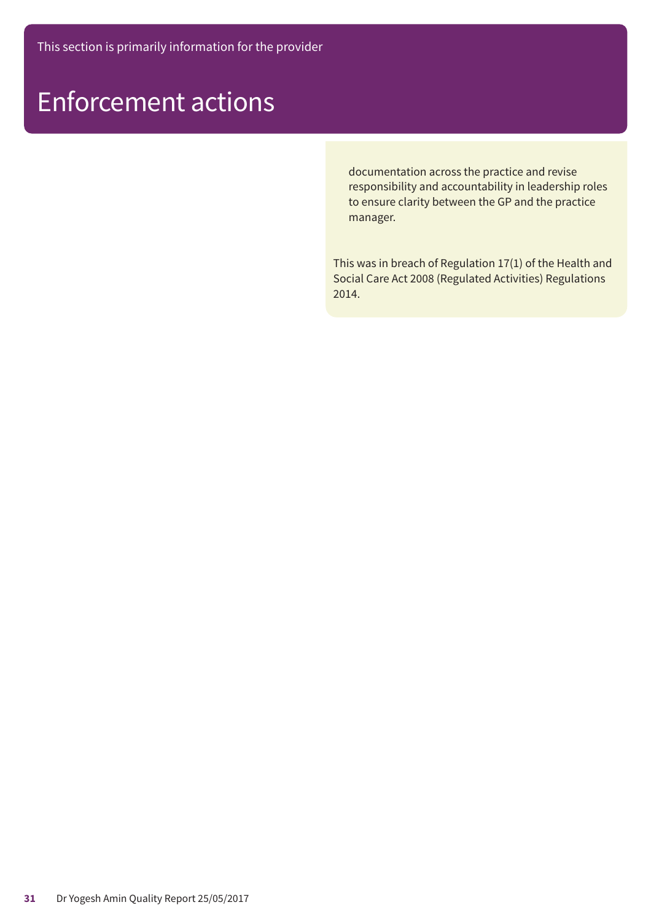This section is primarily information for the provider

# Enforcement actions

documentation across the practice and revise responsibility and accountability in leadership roles to ensure clarity between the GP and the practice manager.

This was in breach of Regulation 17(1) of the Health and Social Care Act 2008 (Regulated Activities) Regulations 2014.